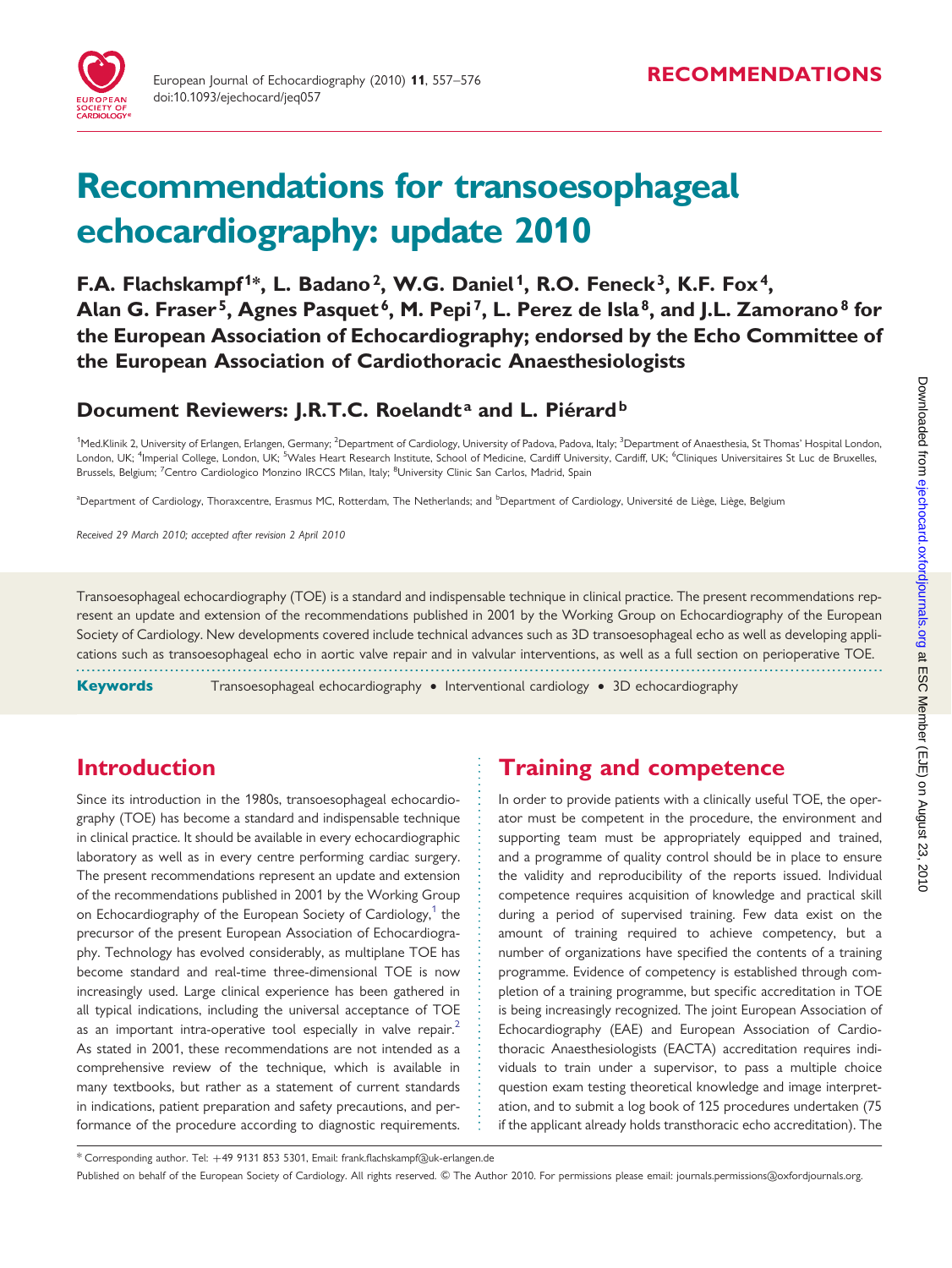RECOMMENDATIONS

# Recommendations for transoesophageal echocardiography: update 2010

**F.A. Flachskampf[1]*, L. Badano[2], W.G. Daniel[1], R.O. Feneck[3], K.F. Fox[4], Alan G. Fraser[5], Agnes Pasquet[6], M. Pepi[7], L. Perez de Isla[8], and J.L. Zamorano[8] for the European Association of Echocardiography; endorsed by the Echo Committee of the European Association of Cardiothoracic Anaesthesiologists**

**Document Reviewers: J.R.T.C. Roelandt[a] and L. Piérard[b]**

[1]Med.Klinik 2, University of Erlangen, Erlangen, Germany; [2]Department of Cardiology, University of Padova, Padova, Italy; [3]Department of Anaesthesia, St Thomas' Hospital London, London, UK; [4]Imperial College, London, UK; [5]Wales Heart Research Institute, School of Medicine, Cardiff University, Cardiff, UK; [6]Cliniques Universitaires St Luc de Bruxelles, Brussels, Belgium; [7]Centro Cardiologico Monzino IRCCS Milan, Italy; [8]University Clinic San Carlos, Madrid, Spain

[a]Department of Cardiology, Thoraxcentre, Erasmus MC, Rotterdam, The Netherlands; and [b]Department of Cardiology, Université de Liège, Liège, Belgium

*Received 29 March 2010; accepted after revision 2 April 2010*

Transoesophageal echocardiography (TOE) is a standard and indispensable technique in clinical practice. The present recommendations represent an update and extension of the recommendations published in 2001 by the Working Group on Echocardiography of the European Society of Cardiology. New developments covered include technical advances such as 3D transoesophageal echo as well as developing applications such as transoesophageal echo in aortic valve repair and in valvular interventions, as well as a full section on perioperative TOE.

**Keywords** Transoesophageal echocardiography • Interventional cardiology • 3D echocardiography

## Introduction

Since its introduction in the 1980s, transoesophageal echocardiography (TOE) has become a standard and indispensable technique in clinical practice. It should be available in every echocardiographic laboratory as well as in every centre performing cardiac surgery. The present recommendations represent an update and extension of the recommendations published in 2001 by the Working Group on Echocardiography of the European Society of Cardiology,[1] the precursor of the present European Association of Echocardiography. Technology has evolved considerably, as multiplane TOE has become standard and real-time three-dimensional TOE is now increasingly used. Large clinical experience has been gathered in all typical indications, including the universal acceptance of TOE as an important intra-operative tool especially in valve repair.[2] As stated in 2001, these recommendations are not intended as a comprehensive review of the technique, which is available in many textbooks, but rather as a statement of current standards in indications, patient preparation and safety precautions, and performance of the procedure according to diagnostic requirements.

## Training and competence

In order to provide patients with a clinically useful TOE, the operator must be competent in the procedure, the environment and supporting team must be appropriately equipped and trained, and a programme of quality control should be in place to ensure the validity and reproducibility of the reports issued. Individual competence requires acquisition of knowledge and practical skill during a period of supervised training. Few data exist on the amount of training required to achieve competency, but a number of organizations have specified the contents of a training programme. Evidence of competency is established through completion of a training programme, but specific accreditation in TOE is being increasingly recognized. The joint European Association of Echocardiography (EAE) and European Association of Cardiothoracic Anaesthesiologists (EACTA) accreditation requires individuals to train under a supervisor, to pass a multiple choice question exam testing theoretical knowledge and image interpretation, and to submit a log book of 125 procedures undertaken (75 if the applicant already holds transthoracic echo accreditation). The

* Corresponding author. Tel: +49 9131 853 5301, Email: frank.flachskampf@uk-erlangen.de

Published on behalf of the European Society of Cardiology. All rights reserved. © The Author 2010. For permissions please email: journals.permissions@oxfordjournals.org.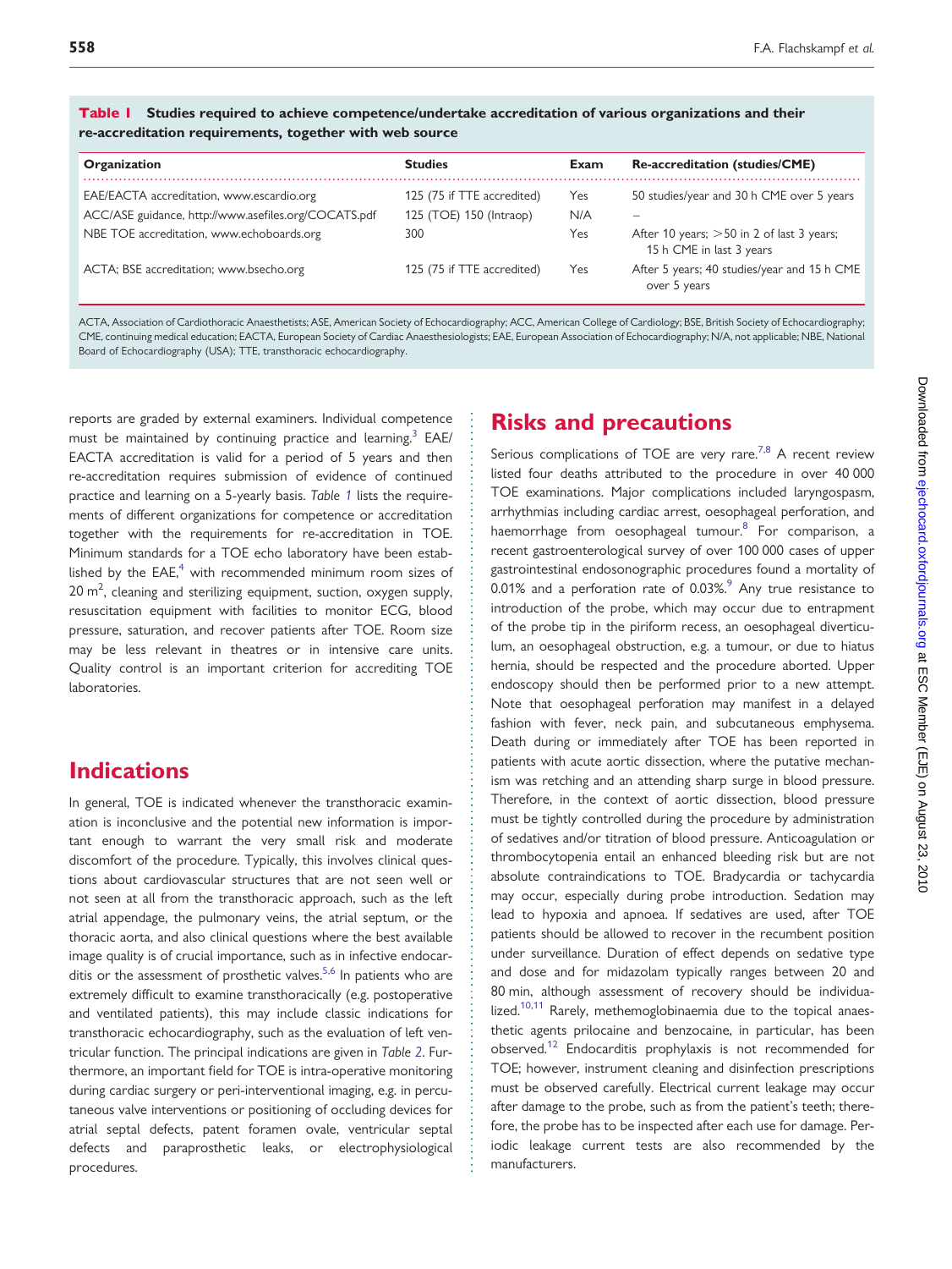**Table 1 Studies required to achieve competence/undertake accreditation of various organizations and their re-accreditation requirements, together with web source**

| Organization | Studies | Exam | Re-accreditation (studies/CME) |
|---|---|---|---|
| EAE/EACTA accreditation, www.escardio.org | 125 (75 if TTE accredited) | Yes | 50 studies/year and 30 h CME over 5 years |
| ACC/ASE guidance, http://www.asefiles.org/COCATS.pdf | 125 (TOE) 150 (Intraop) | N/A | – |
| NBE TOE accreditation, www.echoboards.org | 300 | Yes | After 10 years; >50 in 2 of last 3 years; 15 h CME in last 3 years |
| ACTA; BSE accreditation; www.bsecho.org | 125 (75 if TTE accredited) | Yes | After 5 years; 40 studies/year and 15 h CME over 5 years |

ACTA, Association of Cardiothoracic Anaesthetists; ASE, American Society of Echocardiography; ACC, American College of Cardiology; BSE, British Society of Echocardiography; CME, continuing medical education; EACTA, European Society of Cardiac Anaesthesiologists; EAE, European Association of Echocardiography; N/A, not applicable; NBE, National Board of Echocardiography (USA); TTE, transthoracic echocardiography.

reports are graded by external examiners. Individual competence must be maintained by continuing practice and learning.[3] EAE/EACTA accreditation is valid for a period of 5 years and then re-accreditation requires submission of evidence of continued practice and learning on a 5-yearly basis. *Table 1* lists the requirements of different organizations for competence or accreditation together with the requirements for re-accreditation in TOE. Minimum standards for a TOE echo laboratory have been established by the EAE,[4] with recommended minimum room sizes of 20 m$^2$, cleaning and sterilizing equipment, suction, oxygen supply, resuscitation equipment with facilities to monitor ECG, blood pressure, saturation, and recover patients after TOE. Room size may be less relevant in theatres or in intensive care units. Quality control is an important criterion for accrediting TOE laboratories.

## Indications

In general, TOE is indicated whenever the transthoracic examination is inconclusive and the potential new information is important enough to warrant the very small risk and moderate discomfort of the procedure. Typically, this involves clinical questions about cardiovascular structures that are not seen well or not seen at all from the transthoracic approach, such as the left atrial appendage, the pulmonary veins, the atrial septum, or the thoracic aorta, and also clinical questions where the best available image quality is of crucial importance, such as in infective endocarditis or the assessment of prosthetic valves.[5,6] In patients who are extremely difficult to examine transthoracically (e.g. postoperative and ventilated patients), this may include classic indications for transthoracic echocardiography, such as the evaluation of left ventricular function. The principal indications are given in *Table 2*. Furthermore, an important field for TOE is intra-operative monitoring during cardiac surgery or peri-interventional imaging, e.g. in percutaneous valve interventions or positioning of occluding devices for atrial septal defects, patent foramen ovale, ventricular septal defects and paraprosthetic leaks, or electrophysiological procedures.

## Risks and precautions

Serious complications of TOE are very rare.[7,8] A recent review listed four deaths attributed to the procedure in over 40 000 TOE examinations. Major complications included laryngospasm, arrhythmias including cardiac arrest, oesophageal perforation, and haemorrhage from oesophageal tumour.[8] For comparison, a recent gastroenterological survey of over 100 000 cases of upper gastrointestinal endosonographic procedures found a mortality of 0.01% and a perforation rate of 0.03%.[9] Any true resistance to introduction of the probe, which may occur due to entrapment of the probe tip in the piriform recess, an oesophageal diverticulum, an oesophageal obstruction, e.g. a tumour, or due to hiatus hernia, should be respected and the procedure aborted. Upper endoscopy should then be performed prior to a new attempt. Note that oesophageal perforation may manifest in a delayed fashion with fever, neck pain, and subcutaneous emphysema. Death during or immediately after TOE has been reported in patients with acute aortic dissection, where the putative mechanism was retching and an attending sharp surge in blood pressure. Therefore, in the context of aortic dissection, blood pressure must be tightly controlled during the procedure by administration of sedatives and/or titration of blood pressure. Anticoagulation or thrombocytopenia entail an enhanced bleeding risk but are not absolute contraindications to TOE. Bradycardia or tachycardia may occur, especially during probe introduction. Sedation may lead to hypoxia and apnoea. If sedatives are used, after TOE patients should be allowed to recover in the recumbent position under surveillance. Duration of effect depends on sedative type and dose and for midazolam typically ranges between 20 and 80 min, although assessment of recovery should be individualized.[10,11] Rarely, methemoglobinaemia due to the topical anaesthetic agents prilocaine and benzocaine, in particular, has been observed.[12] Endocarditis prophylaxis is not recommended for TOE; however, instrument cleaning and disinfection prescriptions must be observed carefully. Electrical current leakage may occur after damage to the probe, such as from the patient's teeth; therefore, the probe has to be inspected after each use for damage. Periodic leakage current tests are also recommended by the manufacturers.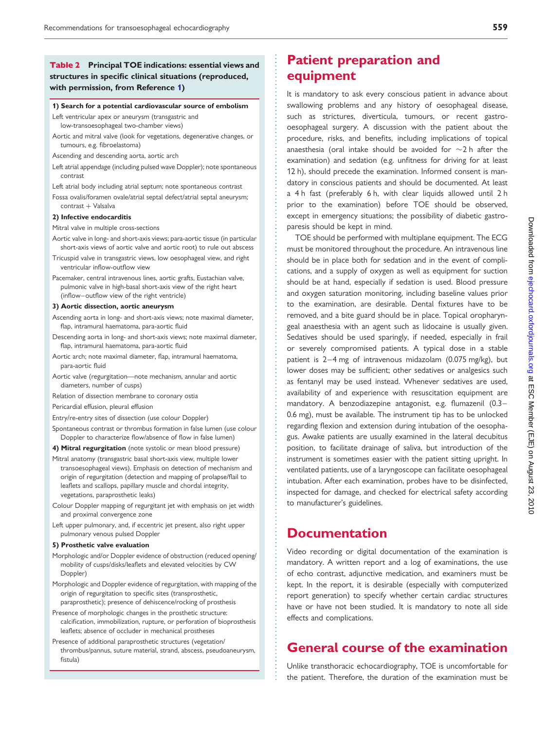**Table 2 Principal TOE indications: essential views and structures in specific clinical situations (reproduced, with permission, from Reference 1)**

**1) Search for a potential cardiovascular source of embolism**

Left ventricular apex or aneurysm (transgastric and low-transoesophageal two-chamber views)

Aortic and mitral valve (look for vegetations, degenerative changes, or tumours, e.g. fibroelastoma)

Ascending and descending aorta, aortic arch

Left atrial appendage (including pulsed wave Doppler); note spontaneous contrast

Left atrial body including atrial septum; note spontaneous contrast

Fossa ovalis/foramen ovale/atrial septal defect/atrial septal aneurysm; contrast + Valsalva

**2) Infective endocarditis**

Mitral valve in multiple cross-sections

Aortic valve in long- and short-axis views; para-aortic tissue (in particular short-axis views of aortic valve and aortic root) to rule out abscess

Tricuspid valve in transgastric views, low oesophageal view, and right ventricular inflow-outflow view

Pacemaker, central intravenous lines, aortic grafts, Eustachian valve, pulmonic valve in high-basal short-axis view of the right heart (inflow–outflow view of the right ventricle)

**3) Aortic dissection, aortic aneurysm**

Ascending aorta in long- and short-axis views; note maximal diameter, flap, intramural haematoma, para-aortic fluid

Descending aorta in long- and short-axis views; note maximal diameter, flap, intramural haematoma, para-aortic fluid

Aortic arch; note maximal diameter, flap, intramural haematoma, para-aortic fluid

Aortic valve (regurgitation—note mechanism, annular and aortic diameters, number of cusps)

Relation of dissection membrane to coronary ostia

Pericardial effusion, pleural effusion

Entry/re-entry sites of dissection (use colour Doppler)

Spontaneous contrast or thrombus formation in false lumen (use colour Doppler to characterize flow/absence of flow in false lumen)

**4) Mitral regurgitation** (note systolic or mean blood pressure)

Mitral anatomy (transgastric basal short-axis view, multiple lower transoesophageal views). Emphasis on detection of mechanism and origin of regurgitation (detection and mapping of prolapse/flail to leaflets and scallops, papillary muscle and chordal integrity, vegetations, paraprosthetic leaks)

Colour Doppler mapping of regurgitant jet with emphasis on jet width and proximal convergence zone

Left upper pulmonary, and, if eccentric jet present, also right upper pulmonary venous pulsed Doppler

**5) Prosthetic valve evaluation**

Morphologic and/or Doppler evidence of obstruction (reduced opening/mobility of cusps/disks/leaflets and elevated velocities by CW Doppler)

Morphologic and Doppler evidence of regurgitation, with mapping of the origin of regurgitation to specific sites (transprosthetic, paraprosthetic); presence of dehiscence/rocking of prosthesis

Presence of morphologic changes in the prosthetic structure: calcification, immobilization, rupture, or perforation of bioprosthesis leaflets; absence of occluder in mechanical prostheses

Presence of additional paraprosthetic structures (vegetation/thrombus/pannus, suture material, strand, abscess, pseudoaneurysm, fistula)

# Patient preparation and equipment

It is mandatory to ask every conscious patient in advance about swallowing problems and any history of oesophageal disease, such as strictures, diverticula, tumours, or recent gastro-oesophageal surgery. A discussion with the patient about the procedure, risks, and benefits, including implications of topical anaesthesia (oral intake should be avoided for ~2 h after the examination) and sedation (e.g. unfitness for driving for at least 12 h), should precede the examination. Informed consent is mandatory in conscious patients and should be documented. At least a 4 h fast (preferably 6 h, with clear liquids allowed until 2 h prior to the examination) before TOE should be observed, except in emergency situations; the possibility of diabetic gastroparesis should be kept in mind.

TOE should be performed with multiplane equipment. The ECG must be monitored throughout the procedure. An intravenous line should be in place both for sedation and in the event of complications, and a supply of oxygen as well as equipment for suction should be at hand, especially if sedation is used. Blood pressure and oxygen saturation monitoring, including baseline values prior to the examination, are desirable. Dental fixtures have to be removed, and a bite guard should be in place. Topical oropharyngeal anaesthesia with an agent such as lidocaine is usually given. Sedatives should be used sparingly, if needed, especially in frail or severely compromised patients. A typical dose in a stable patient is 2–4 mg of intravenous midazolam (0.075 mg/kg), but lower doses may be sufficient; other sedatives or analgesics such as fentanyl may be used instead. Whenever sedatives are used, availability of and experience with resuscitation equipment are mandatory. A benzodiazepine antagonist, e.g. flumazenil (0.3–0.6 mg), must be available. The instrument tip has to be unlocked regarding flexion and extension during intubation of the oesophagus. Awake patients are usually examined in the lateral decubitus position, to facilitate drainage of saliva, but introduction of the instrument is sometimes easier with the patient sitting upright. In ventilated patients, use of a laryngoscope can facilitate oesophageal intubation. After each examination, probes have to be disinfected, inspected for damage, and checked for electrical safety according to manufacturer's guidelines.

# Documentation

Video recording or digital documentation of the examination is mandatory. A written report and a log of examinations, the use of echo contrast, adjunctive medication, and examiners must be kept. In the report, it is desirable (especially with computerized report generation) to specify whether certain cardiac structures have or have not been studied. It is mandatory to note all side effects and complications.

# General course of the examination

Unlike transthoracic echocardiography, TOE is uncomfortable for the patient. Therefore, the duration of the examination must be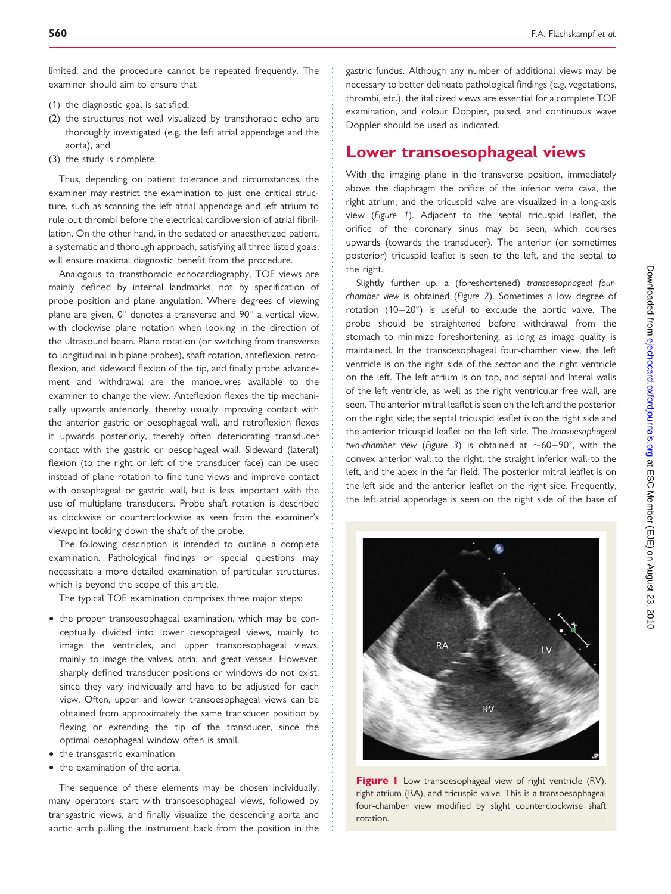limited, and the procedure cannot be repeated frequently. The examiner should aim to ensure that

(1) the diagnostic goal is satisfied,
(2) the structures not well visualized by transthoracic echo are thoroughly investigated (e.g. the left atrial appendage and the aorta), and
(3) the study is complete.

Thus, depending on patient tolerance and circumstances, the examiner may restrict the examination to just one critical structure, such as scanning the left atrial appendage and left atrium to rule out thrombi before the electrical cardioversion of atrial fibrillation. On the other hand, in the sedated or anaesthetized patient, a systematic and thorough approach, satisfying all three listed goals, will ensure maximal diagnostic benefit from the procedure.

Analogous to transthoracic echocardiography, TOE views are mainly defined by internal landmarks, not by specification of probe position and plane angulation. Where degrees of viewing plane are given, 0° denotes a transverse and 90° a vertical view, with clockwise plane rotation when looking in the direction of the ultrasound beam. Plane rotation (or switching from transverse to longitudinal in biplane probes), shaft rotation, anteflexion, retroflexion, and sideward flexion of the tip, and finally probe advancement and withdrawal are the manoeuvres available to the examiner to change the view. Anteflexion flexes the tip mechanically upwards anteriorly, thereby usually improving contact with the anterior gastric or oesophageal wall, and retroflexion flexes it upwards posteriorly, thereby often deteriorating transducer contact with the gastric or oesophageal wall. Sideward (lateral) flexion (to the right or left of the transducer face) can be used instead of plane rotation to fine tune views and improve contact with oesophageal or gastric wall, but is less important with the use of multiplane transducers. Probe shaft rotation is described as clockwise or counterclockwise as seen from the examiner's viewpoint looking down the shaft of the probe.

The following description is intended to outline a complete examination. Pathological findings or special questions may necessitate a more detailed examination of particular structures, which is beyond the scope of this article.

The typical TOE examination comprises three major steps:

- the proper transoesophageal examination, which may be conceptually divided into lower oesophageal views, mainly to image the ventricles, and upper transoesophageal views, mainly to image the valves, atria, and great vessels. However, sharply defined transducer positions or windows do not exist, since they vary individually and have to be adjusted for each view. Often, upper and lower transoesophageal views can be obtained from approximately the same transducer position by flexing or extending the tip of the transducer, since the optimal oesophageal window often is small.
- the transgastric examination
- the examination of the aorta.

The sequence of these elements may be chosen individually; many operators start with transoesophageal views, followed by transgastric views, and finally visualize the descending aorta and aortic arch pulling the instrument back from the position in the gastric fundus. Although any number of additional views may be necessary to better delineate pathological findings (e.g. vegetations, thrombi, etc.), the italicized views are essential for a complete TOE examination, and colour Doppler, pulsed, and continuous wave Doppler should be used as indicated.

## Lower transoesophageal views

With the imaging plane in the transverse position, immediately above the diaphragm the orifice of the inferior vena cava, the right atrium, and the tricuspid valve are visualized in a long-axis view (Figure 1). Adjacent to the septal tricuspid leaflet, the orifice of the coronary sinus may be seen, which courses upwards (towards the transducer). The anterior (or sometimes posterior) tricuspid leaflet is seen to the left, and the septal to the right.

Slightly further up, a (foreshortened) *transoesophageal four-chamber view* is obtained (Figure 2). Sometimes a low degree of rotation (10–20°) is useful to exclude the aortic valve. The probe should be straightened before withdrawal from the stomach to minimize foreshortening, as long as image quality is maintained. In the transoesophageal four-chamber view, the left ventricle is on the right side of the sector and the right ventricle on the left. The left atrium is on top, and septal and lateral walls of the left ventricle, as well as the right ventricular free wall, are seen. The anterior mitral leaflet is seen on the left and the posterior on the right side; the septal tricuspid leaflet is on the right side and the anterior tricuspid leaflet on the left side. The *transoesophageal two-chamber view* (Figure 3) is obtained at ~60–90°, with the convex anterior wall to the right, the straight inferior wall to the left, and the apex in the far field. The posterior mitral leaflet is on the left side and the anterior leaflet on the right side. Frequently, the left atrial appendage is seen on the right side of the base of

RA
LV
RV

**Figure 1** Low transoesophageal view of right ventricle (RV), right atrium (RA), and tricuspid valve. This is a transoesophageal four-chamber view modified by slight counterclockwise shaft rotation.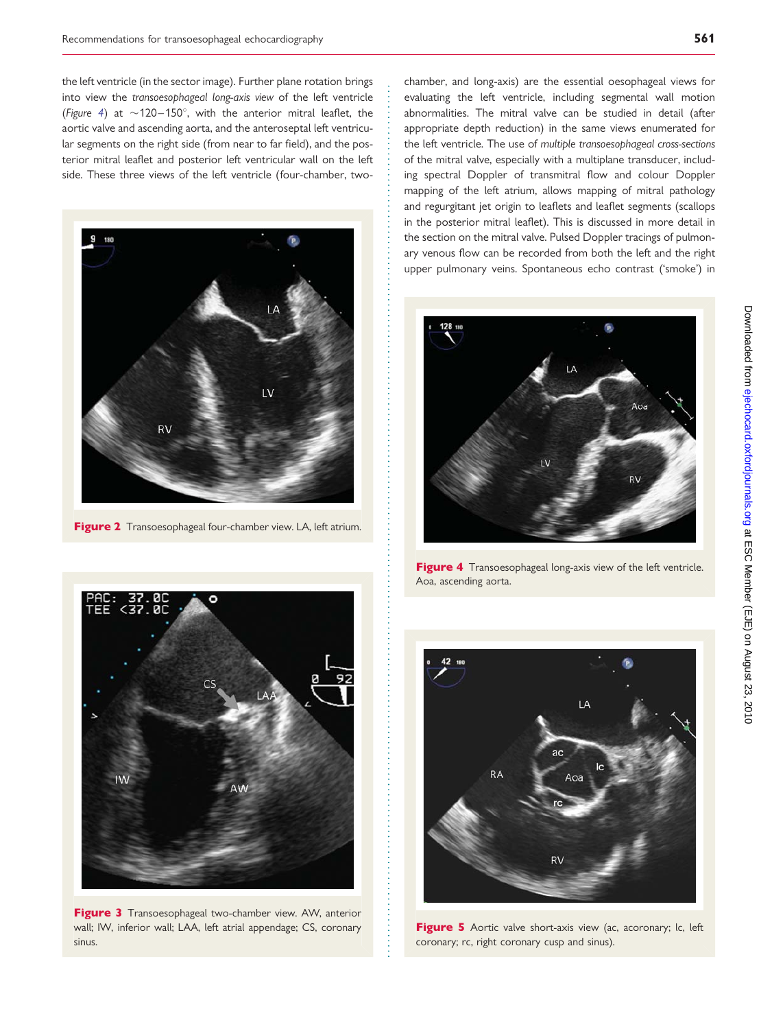the left ventricle (in the sector image). Further plane rotation brings into view the *transoesophageal long-axis view* of the left ventricle (*Figure 4*) at ~120–150°, with the anterior mitral leaflet, the aortic valve and ascending aorta, and the anteroseptal left ventricular segments on the right side (from near to far field), and the posterior mitral leaflet and posterior left ventricular wall on the left side. These three views of the left ventricle (four-chamber, two-chamber, and long-axis) are the essential oesophageal views for evaluating the left ventricle, including segmental wall motion abnormalities. The mitral valve can be studied in detail (after appropriate depth reduction) in the same views enumerated for the left ventricle. The use of *multiple transoesophageal cross-sections* of the mitral valve, especially with a multiplane transducer, including spectral Doppler of transmitral flow and colour Doppler mapping of the left atrium, allows mapping of mitral pathology and regurgitant jet origin to leaflets and leaflet segments (scallops in the posterior mitral leaflet). This is discussed in more detail in the section on the mitral valve. Pulsed Doppler tracings of pulmonary venous flow can be recorded from both the left and the right upper pulmonary veins. Spontaneous echo contrast ('smoke') in

**Figure 2** Transoesophageal four-chamber view. LA, left atrium.

**Figure 3** Transoesophageal two-chamber view. AW, anterior wall; IW, inferior wall; LAA, left atrial appendage; CS, coronary sinus.

**Figure 4** Transoesophageal long-axis view of the left ventricle. Aoa, ascending aorta.

**Figure 5** Aortic valve short-axis view (ac, acoronary; lc, left coronary; rc, right coronary cusp and sinus).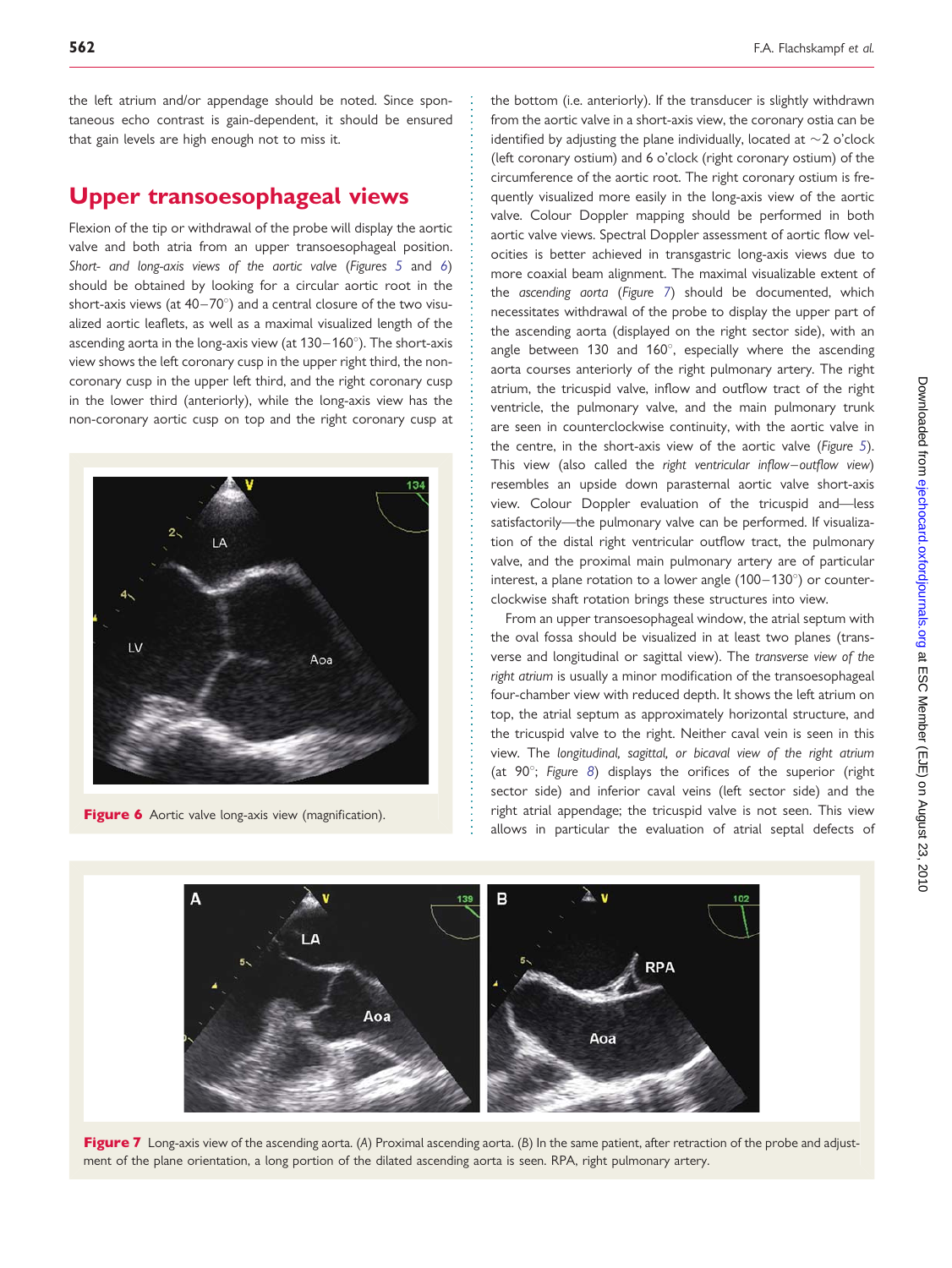the left atrium and/or appendage should be noted. Since spontaneous echo contrast is gain-dependent, it should be ensured that gain levels are high enough not to miss it.

## Upper transoesophageal views

Flexion of the tip or withdrawal of the probe will display the aortic valve and both atria from an upper transoesophageal position. *Short- and long-axis views of the aortic valve* (Figures 5 and 6) should be obtained by looking for a circular aortic root in the short-axis views (at 40–70°) and a central closure of the two visualized aortic leaflets, as well as a maximal visualized length of the ascending aorta in the long-axis view (at 130–160°). The short-axis view shows the left coronary cusp in the upper right third, the non-coronary cusp in the upper left third, and the right coronary cusp in the lower third (anteriorly), while the long-axis view has the non-coronary aortic cusp on top and the right coronary cusp at the bottom (i.e. anteriorly). If the transducer is slightly withdrawn from the aortic valve in a short-axis view, the coronary ostia can be identified by adjusting the plane individually, located at ~2 o'clock (left coronary ostium) and 6 o'clock (right coronary ostium) of the circumference of the aortic root. The right coronary ostium is frequently visualized more easily in the long-axis view of the aortic valve. Colour Doppler mapping should be performed in both aortic valve views. Spectral Doppler assessment of aortic flow velocities is better achieved in transgastric long-axis views due to more coaxial beam alignment. The maximal visualizable extent of the *ascending aorta* (Figure 7) should be documented, which necessitates withdrawal of the probe to display the upper part of the ascending aorta (displayed on the right sector side), with an angle between 130 and 160°, especially where the ascending aorta courses anteriorly of the right pulmonary artery. The right atrium, the tricuspid valve, inflow and outflow tract of the right ventricle, the pulmonary valve, and the main pulmonary trunk are seen in counterclockwise continuity, with the aortic valve in the centre, in the short-axis view of the aortic valve (Figure 5). This view (also called the *right ventricular inflow–outflow view*) resembles an upside down parasternal aortic valve short-axis view. Colour Doppler evaluation of the tricuspid and—less satisfactorily—the pulmonary valve can be performed. If visualization of the distal right ventricular outflow tract, the pulmonary valve, and the proximal main pulmonary artery are of particular interest, a plane rotation to a lower angle (100–130°) or counterclockwise shaft rotation brings these structures into view.

Figure 6 Aortic valve long-axis view (magnification).

From an upper transoesophageal window, the atrial septum with the oval fossa should be visualized in at least two planes (transverse and longitudinal or sagittal view). The *transverse view of the right atrium* is usually a minor modification of the transoesophageal four-chamber view with reduced depth. It shows the left atrium on top, the atrial septum as approximately horizontal structure, and the tricuspid valve to the right. Neither caval vein is seen in this view. The *longitudinal, sagittal, or bicaval view of the right atrium* (at 90°; Figure 8) displays the orifices of the superior (right sector side) and inferior caval veins (left sector side) and the right atrial appendage; the tricuspid valve is not seen. This view allows in particular the evaluation of atrial septal defects of

Figure 7 Long-axis view of the ascending aorta. (A) Proximal ascending aorta. (B) In the same patient, after retraction of the probe and adjustment of the plane orientation, a long portion of the dilated ascending aorta is seen. RPA, right pulmonary artery.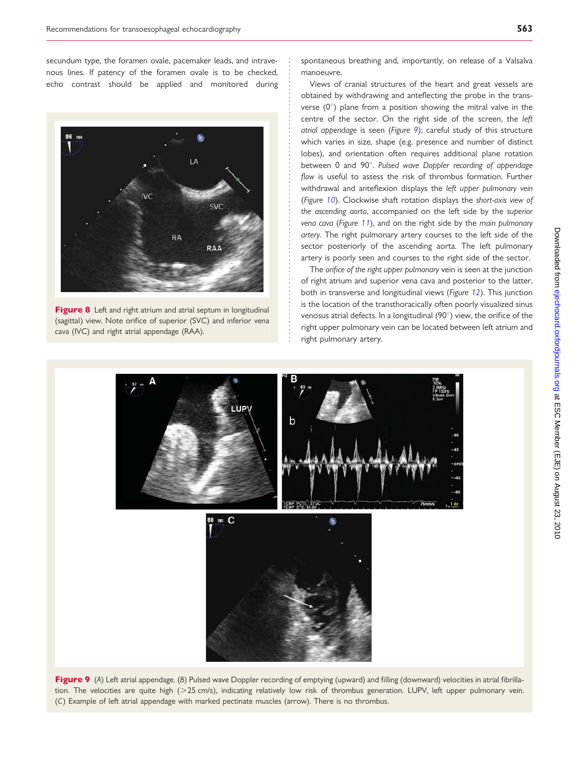secundum type, the foramen ovale, pacemaker leads, and intravenous lines. If patency of the foramen ovale is to be checked, echo contrast should be applied and monitored during spontaneous breathing and, importantly, on release of a Valsalva manoeuvre.

**Figure 8** Left and right atrium and atrial septum in longitudinal (sagittal) view. Note orifice of superior (SVC) and inferior vena cava (IVC) and right atrial appendage (RAA).

Views of cranial structures of the heart and great vessels are obtained by withdrawing and anteflecting the probe in the transverse (0°) plane from a position showing the mitral valve in the centre of the sector. On the right side of the screen, the *left atrial appendage* is seen (*Figure 9*); careful study of this structure which varies in size, shape (e.g. presence and number of distinct lobes), and orientation often requires additional plane rotation between 0 and 90°. *Pulsed wave Doppler recording of appendage flow* is useful to assess the risk of thrombus formation. Further withdrawal and anteflexion displays the *left upper pulmonary vein* (*Figure 10*). Clockwise shaft rotation displays the *short-axis view of the ascending aorta*, accompanied on the left side by the *superior vena cava* (*Figure 11*), and on the right side by the *main pulmonary artery*. The right pulmonary artery courses to the left side of the sector posteriorly of the ascending aorta. The left pulmonary artery is poorly seen and courses to the right side of the sector.

The *orifice of the right upper pulmonary* vein is seen at the junction of right atrium and superior vena cava and posterior to the latter, both in transverse and longitudinal views (*Figure 12*). This junction is the location of the transthoracically often poorly visualized sinus venosus atrial defects. In a longitudinal (90°) view, the orifice of the right upper pulmonary vein can be located between left atrium and right pulmonary artery.

**Figure 9** (*A*) Left atrial appendage. (*B*) Pulsed wave Doppler recording of emptying (upward) and filling (downward) velocities in atrial fibrillation. The velocities are quite high (>25 cm/s), indicating relatively low risk of thrombus generation. LUPV, left upper pulmonary vein. (*C*) Example of left atrial appendage with marked pectinate muscles (arrow). There is no thrombus.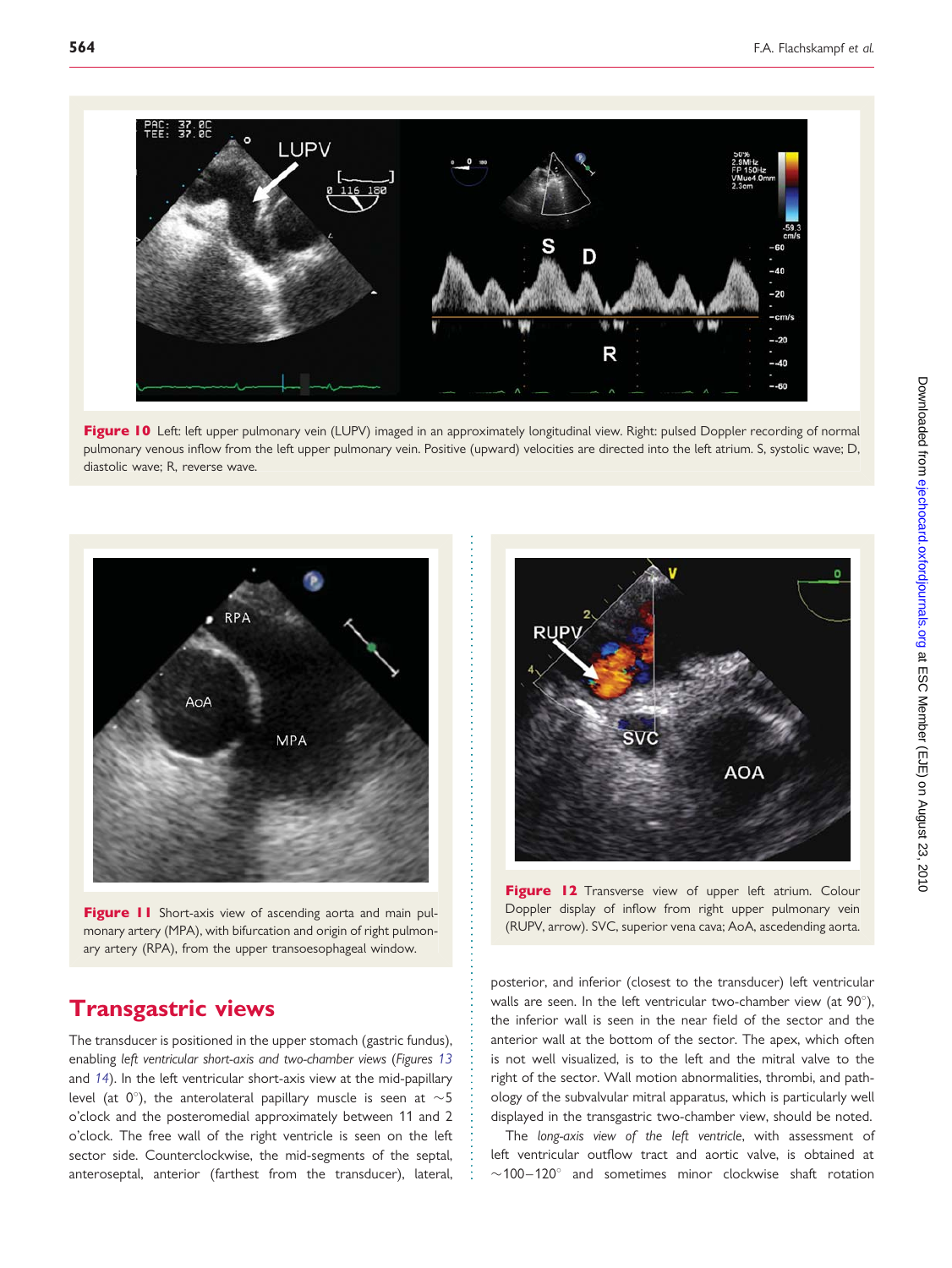Figure 10 Left: left upper pulmonary vein (LUPV) imaged in an approximately longitudinal view. Right: pulsed Doppler recording of normal pulmonary venous inflow from the left upper pulmonary vein. Positive (upward) velocities are directed into the left atrium. S, systolic wave; D, diastolic wave; R, reverse wave.

Figure 11 Short-axis view of ascending aorta and main pulmonary artery (MPA), with bifurcation and origin of right pulmonary artery (RPA), from the upper transoesophageal window.

Figure 12 Transverse view of upper left atrium. Colour Doppler display of inflow from right upper pulmonary vein (RUPV, arrow). SVC, superior vena cava; AoA, ascendeding aorta.

## Transgastric views

The transducer is positioned in the upper stomach (gastric fundus), enabling *left ventricular short-axis and two-chamber views* (Figures 13 and 14). In the left ventricular short-axis view at the mid-papillary level (at 0°), the anterolateral papillary muscle is seen at ~5 o'clock and the posteromedial approximately between 11 and 2 o'clock. The free wall of the right ventricle is seen on the left sector side. Counterclockwise, the mid-segments of the septal, anteroseptal, anterior (farthest from the transducer), lateral, posterior, and inferior (closest to the transducer) left ventricular walls are seen. In the left ventricular two-chamber view (at 90°), the inferior wall is seen in the near field of the sector and the anterior wall at the bottom of the sector. The apex, which often is not well visualized, is to the left and the mitral valve to the right of the sector. Wall motion abnormalities, thrombi, and pathology of the subvalvular mitral apparatus, which is particularly well displayed in the transgastric two-chamber view, should be noted.

The *long-axis view of the left ventricle*, with assessment of left ventricular outflow tract and aortic valve, is obtained at ~100–120° and sometimes minor clockwise shaft rotation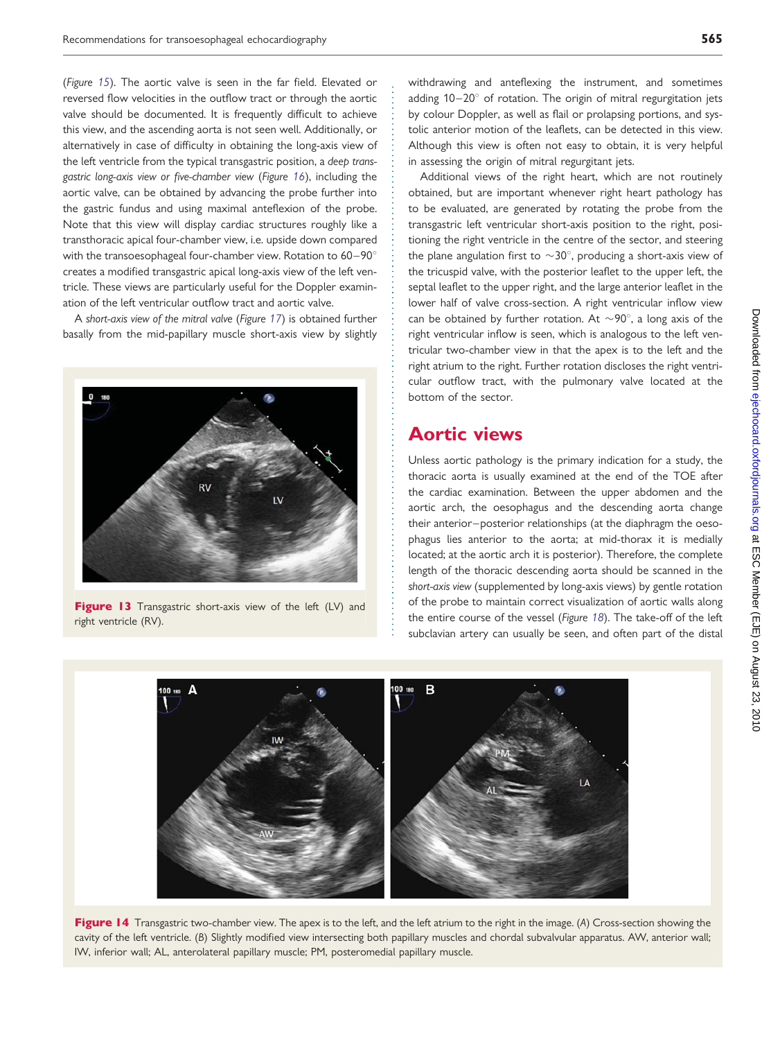(*Figure 15*). The aortic valve is seen in the far field. Elevated or reversed flow velocities in the outflow tract or through the aortic valve should be documented. It is frequently difficult to achieve this view, and the ascending aorta is not seen well. Additionally, or alternatively in case of difficulty in obtaining the long-axis view of the left ventricle from the typical transgastric position, a *deep transgastric long-axis view or five-chamber view* (*Figure 16*), including the aortic valve, can be obtained by advancing the probe further into the gastric fundus and using maximal anteflexion of the probe. Note that this view will display cardiac structures roughly like a transthoracic apical four-chamber view, i.e. upside down compared with the transoesophageal four-chamber view. Rotation to 60–90° creates a modified transgastric apical long-axis view of the left ventricle. These views are particularly useful for the Doppler examination of the left ventricular outflow tract and aortic valve.

A *short-axis view of the mitral valve* (*Figure 17*) is obtained further basally from the mid-papillary muscle short-axis view by slightly withdrawing and anteflexing the instrument, and sometimes adding 10–20° of rotation. The origin of mitral regurgitation jets by colour Doppler, as well as flail or prolapsing portions, and systolic anterior motion of the leaflets, can be detected in this view. Although this view is often not easy to obtain, it is very helpful in assessing the origin of mitral regurgitant jets.

**Figure 13** Transgastric short-axis view of the left (LV) and right ventricle (RV).

Additional views of the right heart, which are not routinely obtained, but are important whenever right heart pathology has to be evaluated, are generated by rotating the probe from the transgastric left ventricular short-axis position to the right, positioning the right ventricle in the centre of the sector, and steering the plane angulation first to ~30°, producing a short-axis view of the tricuspid valve, with the posterior leaflet to the upper left, the septal leaflet to the upper right, and the large anterior leaflet in the lower half of valve cross-section. A right ventricular inflow view can be obtained by further rotation. At ~90°, a long axis of the right ventricular inflow is seen, which is analogous to the left ventricular two-chamber view in that the apex is to the left and the right atrium to the right. Further rotation discloses the right ventricular outflow tract, with the pulmonary valve located at the bottom of the sector.

## Aortic views

Unless aortic pathology is the primary indication for a study, the thoracic aorta is usually examined at the end of the TOE after the cardiac examination. Between the upper abdomen and the aortic arch, the oesophagus and the descending aorta change their anterior–posterior relationships (at the diaphragm the oesophagus lies anterior to the aorta; at mid-thorax it is medially located; at the aortic arch it is posterior). Therefore, the complete length of the thoracic descending aorta should be scanned in the *short-axis view* (supplemented by long-axis views) by gentle rotation of the probe to maintain correct visualization of aortic walls along the entire course of the vessel (*Figure 18*). The take-off of the left subclavian artery can usually be seen, and often part of the distal

**Figure 14** Transgastric two-chamber view. The apex is to the left, and the left atrium to the right in the image. (*A*) Cross-section showing the cavity of the left ventricle. (*B*) Slightly modified view intersecting both papillary muscles and chordal subvalvular apparatus. AW, anterior wall; IW, inferior wall; AL, anterolateral papillary muscle; PM, posteromedial papillary muscle.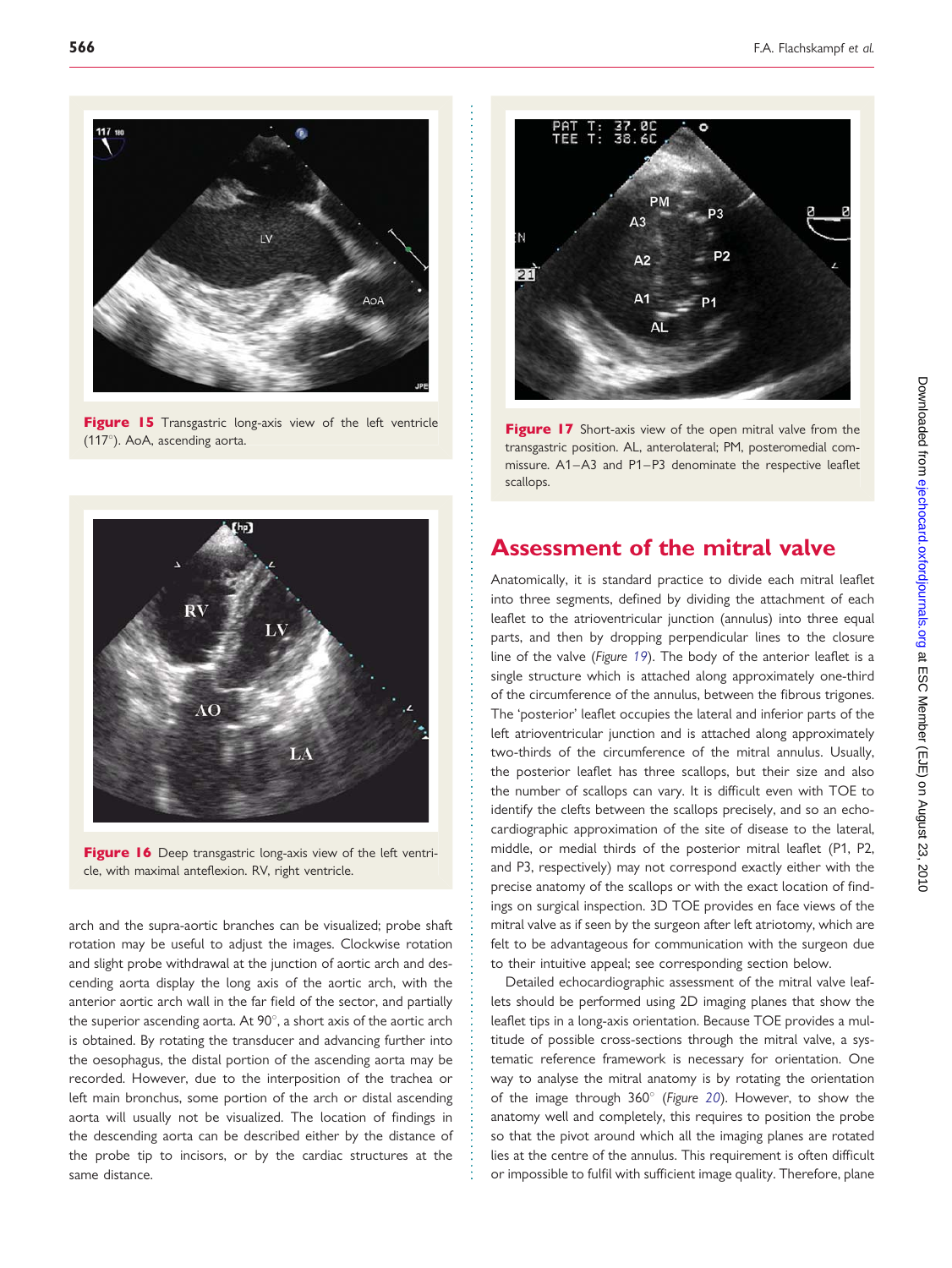Figure 15 Transgastric long-axis view of the left ventricle (117°). AoA, ascending aorta.

Figure 16 Deep transgastric long-axis view of the left ventricle, with maximal anteflexion. RV, right ventricle.

arch and the supra-aortic branches can be visualized; probe shaft rotation may be useful to adjust the images. Clockwise rotation and slight probe withdrawal at the junction of aortic arch and descending aorta display the long axis of the aortic arch, with the anterior aortic arch wall in the far field of the sector, and partially the superior ascending aorta. At 90°, a short axis of the aortic arch is obtained. By rotating the transducer and advancing further into the oesophagus, the distal portion of the ascending aorta may be recorded. However, due to the interposition of the trachea or left main bronchus, some portion of the arch or distal ascending aorta will usually not be visualized. The location of findings in the descending aorta can be described either by the distance of the probe tip to incisors, or by the cardiac structures at the same distance.

Figure 17 Short-axis view of the open mitral valve from the transgastric position. AL, anterolateral; PM, posteromedial commissure. A1–A3 and P1–P3 denominate the respective leaflet scallops.

## Assessment of the mitral valve

Anatomically, it is standard practice to divide each mitral leaflet into three segments, defined by dividing the attachment of each leaflet to the atrioventricular junction (annulus) into three equal parts, and then by dropping perpendicular lines to the closure line of the valve (*Figure 19*). The body of the anterior leaflet is a single structure which is attached along approximately one-third of the circumference of the annulus, between the fibrous trigones. The 'posterior' leaflet occupies the lateral and inferior parts of the left atrioventricular junction and is attached along approximately two-thirds of the circumference of the mitral annulus. Usually, the posterior leaflet has three scallops, but their size and also the number of scallops can vary. It is difficult even with TOE to identify the clefts between the scallops precisely, and so an echocardiographic approximation of the site of disease to the lateral, middle, or medial thirds of the posterior mitral leaflet (P1, P2, and P3, respectively) may not correspond exactly either with the precise anatomy of the scallops or with the exact location of findings on surgical inspection. 3D TOE provides en face views of the mitral valve as if seen by the surgeon after left atriotomy, which are felt to be advantageous for communication with the surgeon due to their intuitive appeal; see corresponding section below.

Detailed echocardiographic assessment of the mitral valve leaflets should be performed using 2D imaging planes that show the leaflet tips in a long-axis orientation. Because TOE provides a multitude of possible cross-sections through the mitral valve, a systematic reference framework is necessary for orientation. One way to analyse the mitral anatomy is by rotating the orientation of the image through 360° (*Figure 20*). However, to show the anatomy well and completely, this requires to position the probe so that the pivot around which all the imaging planes are rotated lies at the centre of the annulus. This requirement is often difficult or impossible to fulfil with sufficient image quality. Therefore, plane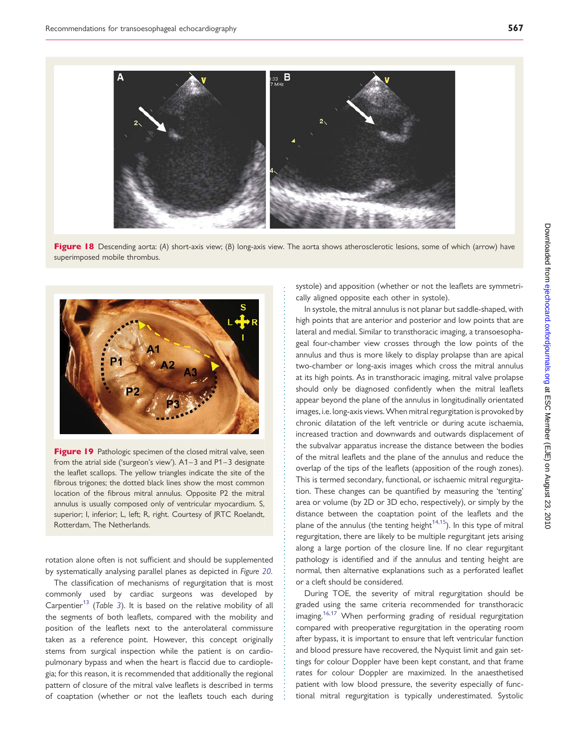Figure 18 Descending aorta: (A) short-axis view; (B) long-axis view. The aorta shows atherosclerotic lesions, some of which (arrow) have superimposed mobile thrombus.

Figure 19 Pathologic specimen of the closed mitral valve, seen from the atrial side ('surgeon's view'). A1–3 and P1–3 designate the leaflet scallops. The yellow triangles indicate the site of the fibrous trigones; the dotted black lines show the most common location of the fibrous mitral annulus. Opposite P2 the mitral annulus is usually composed only of ventricular myocardium. S, superior; I, inferior; L, left; R, right. Courtesy of JRTC Roelandt, Rotterdam, The Netherlands.

rotation alone often is not sufficient and should be supplemented by systematically analysing parallel planes as depicted in *Figure 20*.

The classification of mechanisms of regurgitation that is most commonly used by cardiac surgeons was developed by Carpentier[13] (*Table 3*). It is based on the relative mobility of all the segments of both leaflets, compared with the mobility and position of the leaflets next to the anterolateral commissure taken as a reference point. However, this concept originally stems from surgical inspection while the patient is on cardiopulmonary bypass and when the heart is flaccid due to cardioplegia; for this reason, it is recommended that additionally the regional pattern of closure of the mitral valve leaflets is described in terms of coaptation (whether or not the leaflets touch each during systole) and apposition (whether or not the leaflets are symmetrically aligned opposite each other in systole).

In systole, the mitral annulus is not planar but saddle-shaped, with high points that are anterior and posterior and low points that are lateral and medial. Similar to transthoracic imaging, a transoesophageal four-chamber view crosses through the low points of the annulus and thus is more likely to display prolapse than are apical two-chamber or long-axis images which cross the mitral annulus at its high points. As in transthoracic imaging, mitral valve prolapse should only be diagnosed confidently when the mitral leaflets appear beyond the plane of the annulus in longitudinally orientated images, i.e. long-axis views. When mitral regurgitation is provoked by chronic dilatation of the left ventricle or during acute ischaemia, increased traction and downwards and outwards displacement of the subvalvar apparatus increase the distance between the bodies of the mitral leaflets and the plane of the annulus and reduce the overlap of the tips of the leaflets (apposition of the rough zones). This is termed secondary, functional, or ischaemic mitral regurgitation. These changes can be quantified by measuring the 'tenting' area or volume (by 2D or 3D echo, respectively), or simply by the distance between the coaptation point of the leaflets and the plane of the annulus (the tenting height[14,15]). In this type of mitral regurgitation, there are likely to be multiple regurgitant jets arising along a large portion of the closure line. If no clear regurgitant pathology is identified and if the annulus and tenting height are normal, then alternative explanations such as a perforated leaflet or a cleft should be considered.

During TOE, the severity of mitral regurgitation should be graded using the same criteria recommended for transthoracic imaging.[16,17] When performing grading of residual regurgitation compared with preoperative regurgitation in the operating room after bypass, it is important to ensure that left ventricular function and blood pressure have recovered, the Nyquist limit and gain settings for colour Doppler have been kept constant, and that frame rates for colour Doppler are maximized. In the anaesthetised patient with low blood pressure, the severity especially of functional mitral regurgitation is typically underestimated. Systolic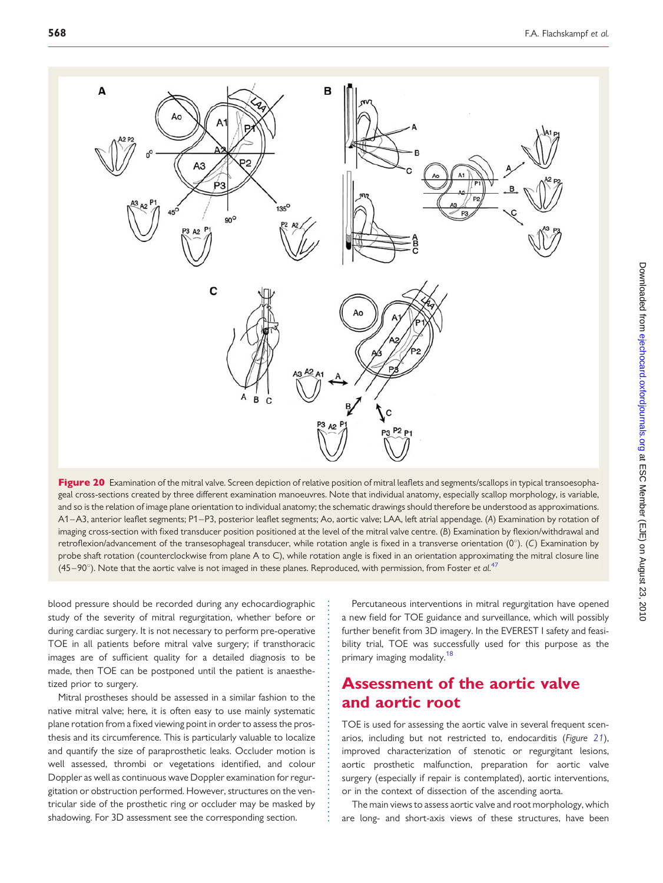**Figure 20** Examination of the mitral valve. Screen depiction of relative position of mitral leaflets and segments/scallops in typical transoesophageal cross-sections created by three different examination manoeuvres. Note that individual anatomy, especially scallop morphology, is variable, and so is the relation of image plane orientation to individual anatomy; the schematic drawings should therefore be understood as approximations. A1–A3, anterior leaflet segments; P1–P3, posterior leaflet segments; Ao, aortic valve; LAA, left atrial appendage. (*A*) Examination by rotation of imaging cross-section with fixed transducer position positioned at the level of the mitral valve centre. (*B*) Examination by flexion/withdrawal and retroflexion/advancement of the transesophageal transducer, while rotation angle is fixed in a transverse orientation (0°). (*C*) Examination by probe shaft rotation (counterclockwise from plane A to C), while rotation angle is fixed in an orientation approximating the mitral closure line (45–90°). Note that the aortic valve is not imaged in these planes. Reproduced, with permission, from Foster *et al.*[47]

blood pressure should be recorded during any echocardiographic study of the severity of mitral regurgitation, whether before or during cardiac surgery. It is not necessary to perform pre-operative TOE in all patients before mitral valve surgery; if transthoracic images are of sufficient quality for a detailed diagnosis to be made, then TOE can be postponed until the patient is anaesthetized prior to surgery.

Mitral prostheses should be assessed in a similar fashion to the native mitral valve; here, it is often easy to use mainly systematic plane rotation from a fixed viewing point in order to assess the prosthesis and its circumference. This is particularly valuable to localize and quantify the size of paraprosthetic leaks. Occluder motion is well assessed, thrombi or vegetations identified, and colour Doppler as well as continuous wave Doppler examination for regurgitation or obstruction performed. However, structures on the ventricular side of the prosthetic ring or occluder may be masked by shadowing. For 3D assessment see the corresponding section.

Percutaneous interventions in mitral regurgitation have opened a new field for TOE guidance and surveillance, which will possibly further benefit from 3D imagery. In the EVEREST I safety and feasibility trial, TOE was successfully used for this purpose as the primary imaging modality.[18]

## Assessment of the aortic valve and aortic root

TOE is used for assessing the aortic valve in several frequent scenarios, including but not restricted to, endocarditis (*Figure 21*), improved characterization of stenotic or regurgitant lesions, aortic prosthetic malfunction, preparation for aortic valve surgery (especially if repair is contemplated), aortic interventions, or in the context of dissection of the ascending aorta.

The main views to assess aortic valve and root morphology, which are long- and short-axis views of these structures, have been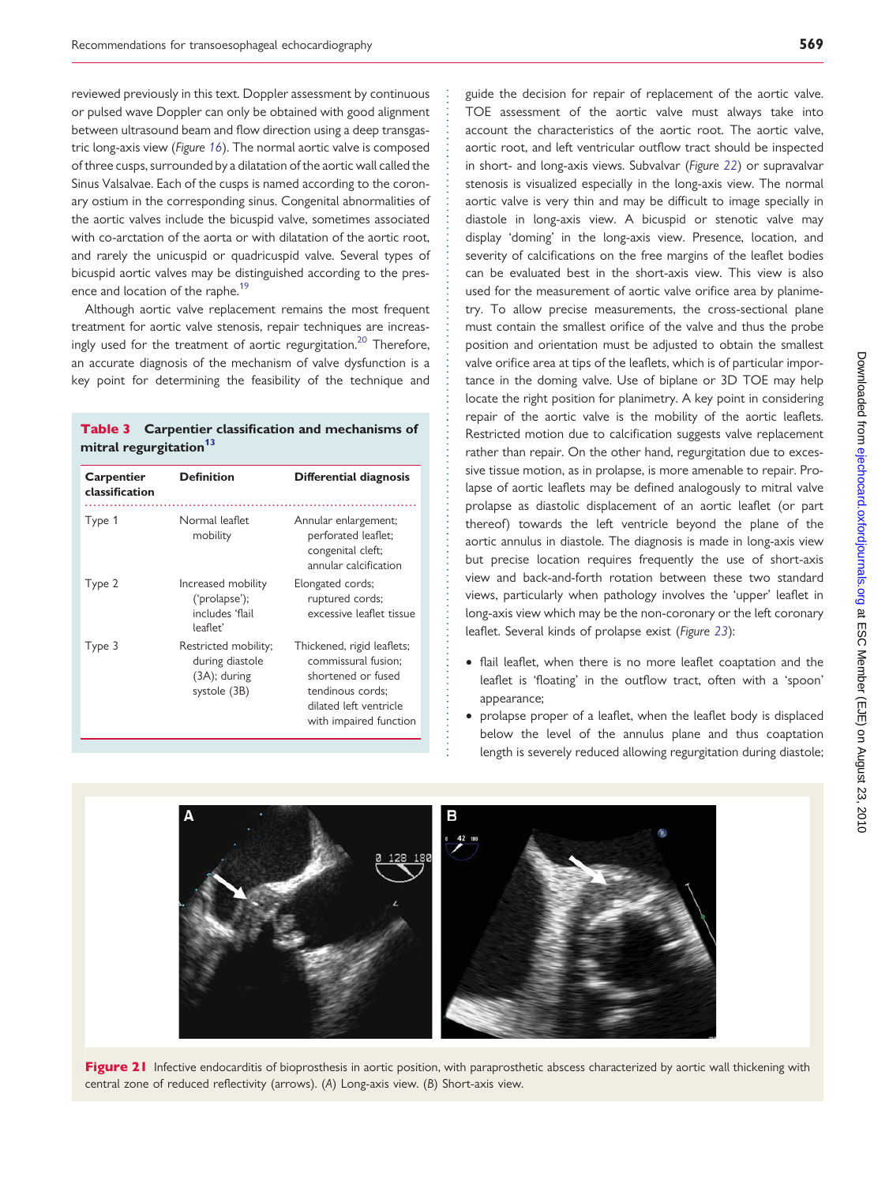reviewed previously in this text. Doppler assessment by continuous or pulsed wave Doppler can only be obtained with good alignment between ultrasound beam and flow direction using a deep transgastric long-axis view (*Figure 16*). The normal aortic valve is composed of three cusps, surrounded by a dilatation of the aortic wall called the Sinus Valsalvae. Each of the cusps is named according to the coronary ostium in the corresponding sinus. Congenital abnormalities of the aortic valves include the bicuspid valve, sometimes associated with co-arctation of the aorta or with dilatation of the aortic root, and rarely the unicuspid or quadricuspid valve. Several types of bicuspid aortic valves may be distinguished according to the presence and location of the raphe.[19]

Although aortic valve replacement remains the most frequent treatment for aortic valve stenosis, repair techniques are increasingly used for the treatment of aortic regurgitation.[20] Therefore, an accurate diagnosis of the mechanism of valve dysfunction is a key point for determining the feasibility of the technique and

**Table 3 Carpentier classification and mechanisms of mitral regurgitation**[13]

| Carpentier classification | Definition | Differential diagnosis |
|---|---|---|
| Type 1 | Normal leaflet mobility | Annular enlargement; perforated leaflet; congenital cleft; annular calcification |
| Type 2 | Increased mobility ('prolapse'); includes 'flail leaflet' | Elongated cords; ruptured cords; excessive leaflet tissue |
| Type 3 | Restricted mobility; during diastole (3A); during systole (3B) | Thickened, rigid leaflets; commissural fusion; shortened or fused tendinous cords; dilated left ventricle with impaired function |

guide the decision for repair of replacement of the aortic valve. TOE assessment of the aortic valve must always take into account the characteristics of the aortic root. The aortic valve, aortic root, and left ventricular outflow tract should be inspected in short- and long-axis views. Subvalvar (*Figure 22*) or supravalvar stenosis is visualized especially in the long-axis view. The normal aortic valve is very thin and may be difficult to image specially in diastole in long-axis view. A bicuspid or stenotic valve may display 'doming' in the long-axis view. Presence, location, and severity of calcifications on the free margins of the leaflet bodies can be evaluated best in the short-axis view. This view is also used for the measurement of aortic valve orifice area by planimetry. To allow precise measurements, the cross-sectional plane must contain the smallest orifice of the valve and thus the probe position and orientation must be adjusted to obtain the smallest valve orifice area at tips of the leaflets, which is of particular importance in the doming valve. Use of biplane or 3D TOE may help locate the right position for planimetry. A key point in considering repair of the aortic valve is the mobility of the aortic leaflets. Restricted motion due to calcification suggests valve replacement rather than repair. On the other hand, regurgitation due to excessive tissue motion, as in prolapse, is more amenable to repair. Prolapse of aortic leaflets may be defined analogously to mitral valve prolapse as diastolic displacement of an aortic leaflet (or part thereof) towards the left ventricle beyond the plane of the aortic annulus in diastole. The diagnosis is made in long-axis view but precise location requires frequently the use of short-axis view and back-and-forth rotation between these two standard views, particularly when pathology involves the 'upper' leaflet in long-axis view which may be the non-coronary or the left coronary leaflet. Several kinds of prolapse exist (*Figure 23*):

- flail leaflet, when there is no more leaflet coaptation and the leaflet is 'floating' in the outflow tract, often with a 'spoon' appearance;
- prolapse proper of a leaflet, when the leaflet body is displaced below the level of the annulus plane and thus coaptation length is severely reduced allowing regurgitation during diastole;

**Figure 21** Infective endocarditis of bioprosthesis in aortic position, with paraprosthetic abscess characterized by aortic wall thickening with central zone of reduced reflectivity (arrows). (*A*) Long-axis view. (*B*) Short-axis view.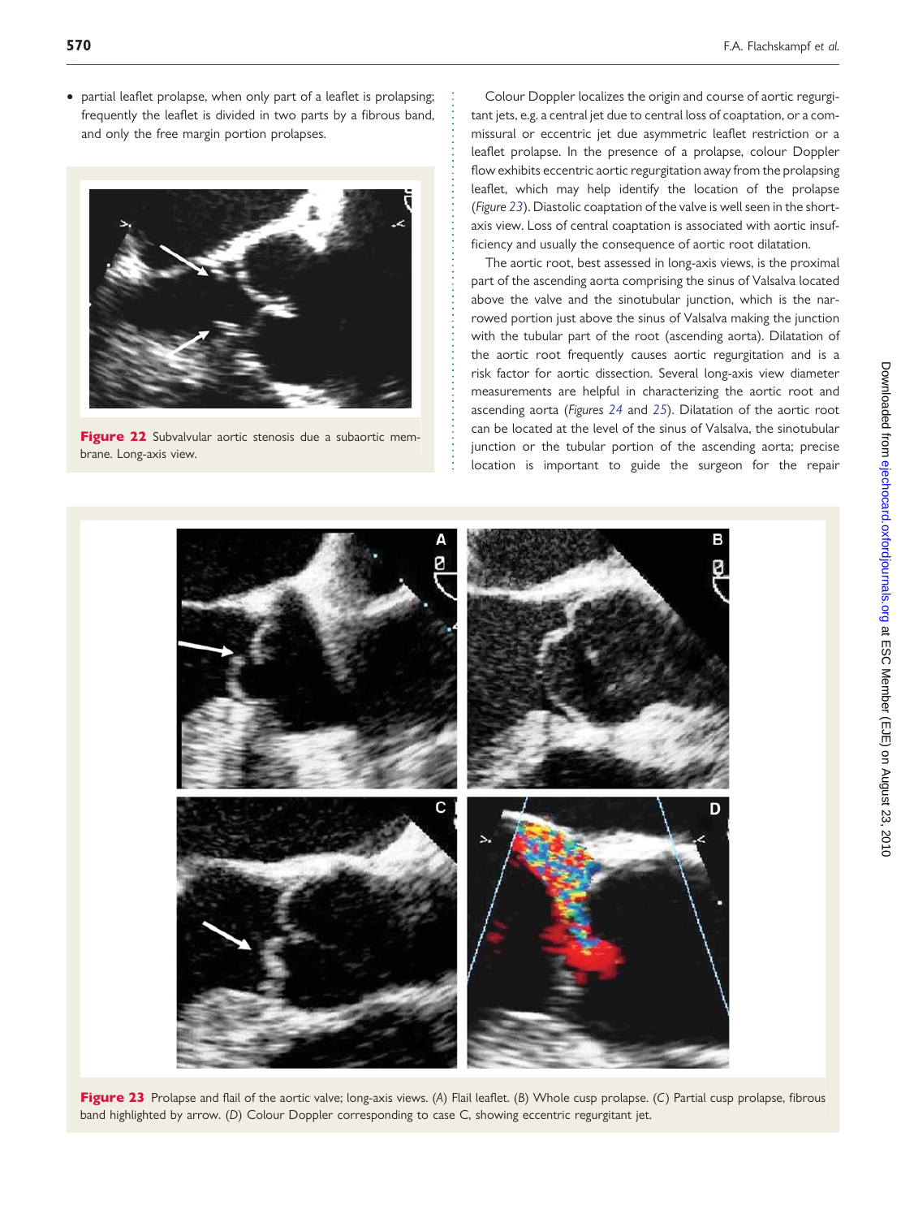- partial leaflet prolapse, when only part of a leaflet is prolapsing; frequently the leaflet is divided in two parts by a fibrous band, and only the free margin portion prolapses.

**Figure 22** Subvalvular aortic stenosis due a subaortic membrane. Long-axis view.

Colour Doppler localizes the origin and course of aortic regurgitant jets, e.g. a central jet due to central loss of coaptation, or a commissural or eccentric jet due asymmetric leaflet restriction or a leaflet prolapse. In the presence of a prolapse, colour Doppler flow exhibits eccentric aortic regurgitation away from the prolapsing leaflet, which may help identify the location of the prolapse (*Figure 23*). Diastolic coaptation of the valve is well seen in the short-axis view. Loss of central coaptation is associated with aortic insufficiency and usually the consequence of aortic root dilatation.

The aortic root, best assessed in long-axis views, is the proximal part of the ascending aorta comprising the sinus of Valsalva located above the valve and the sinotubular junction, which is the narrowed portion just above the sinus of Valsalva making the junction with the tubular part of the root (ascending aorta). Dilatation of the aortic root frequently causes aortic regurgitation and is a risk factor for aortic dissection. Several long-axis view diameter measurements are helpful in characterizing the aortic root and ascending aorta (*Figures 24* and *25*). Dilatation of the aortic root can be located at the level of the sinus of Valsalva, the sinotubular junction or the tubular portion of the ascending aorta; precise location is important to guide the surgeon for the repair

**Figure 23** Prolapse and flail of the aortic valve; long-axis views. (*A*) Flail leaflet. (*B*) Whole cusp prolapse. (*C*) Partial cusp prolapse, fibrous band highlighted by arrow. (*D*) Colour Doppler corresponding to case C, showing eccentric regurgitant jet.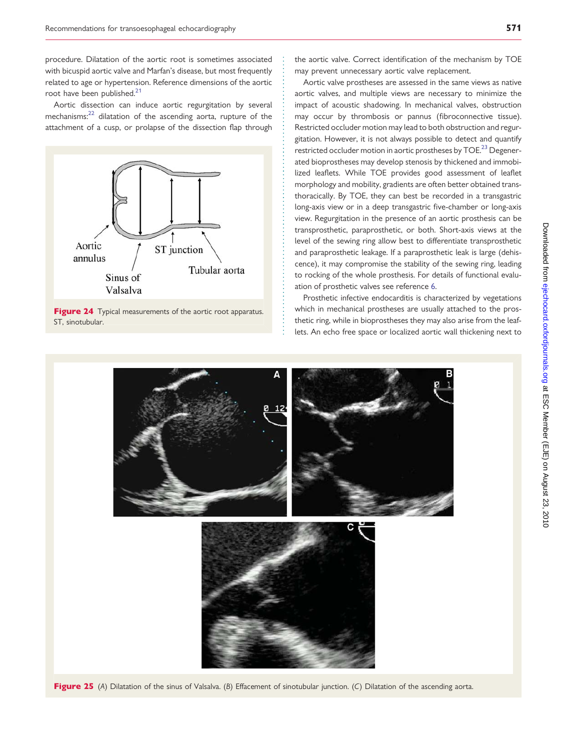procedure. Dilatation of the aortic root is sometimes associated with bicuspid aortic valve and Marfan's disease, but most frequently related to age or hypertension. Reference dimensions of the aortic root have been published.[21]

Aortic dissection can induce aortic regurgitation by several mechanisms:[22] dilatation of the ascending aorta, rupture of the attachment of a cusp, or prolapse of the dissection flap through the aortic valve. Correct identification of the mechanism by TOE may prevent unnecessary aortic valve replacement.

**Figure 24** Typical measurements of the aortic root apparatus. ST, sinotubular.

Aortic valve prostheses are assessed in the same views as native aortic valves, and multiple views are necessary to minimize the impact of acoustic shadowing. In mechanical valves, obstruction may occur by thrombosis or pannus (fibroconnective tissue). Restricted occluder motion may lead to both obstruction and regurgitation. However, it is not always possible to detect and quantify restricted occluder motion in aortic prostheses by TOE.[23] Degenerated bioprostheses may develop stenosis by thickened and immobilized leaflets. While TOE provides good assessment of leaflet morphology and mobility, gradients are often better obtained transthoracically. By TOE, they can best be recorded in a transgastric long-axis view or in a deep transgastric five-chamber or long-axis view. Regurgitation in the presence of an aortic prosthesis can be transprosthetic, paraprosthetic, or both. Short-axis views at the level of the sewing ring allow best to differentiate transprosthetic and paraprosthetic leakage. If a paraprosthetic leak is large (dehiscence), it may compromise the stability of the sewing ring, leading to rocking of the whole prosthesis. For details of functional evaluation of prosthetic valves see reference 6.

Prosthetic infective endocarditis is characterized by vegetations which in mechanical prostheses are usually attached to the prosthetic ring, while in bioprostheses they may also arise from the leaflets. An echo free space or localized aortic wall thickening next to

**Figure 25** (*A*) Dilatation of the sinus of Valsalva. (*B*) Effacement of sinotubular junction. (*C*) Dilatation of the ascending aorta.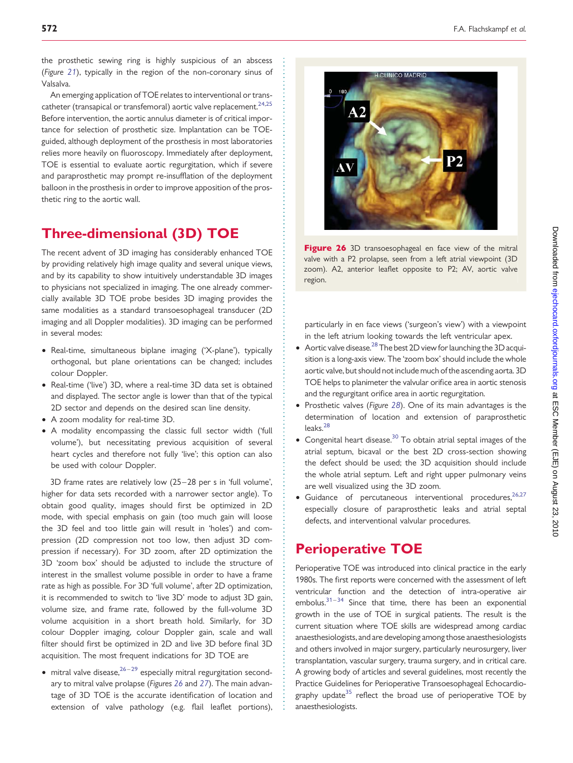the prosthetic sewing ring is highly suspicious of an abscess (*Figure 21*), typically in the region of the non-coronary sinus of Valsalva.

An emerging application of TOE relates to interventional or transcatheter (transapical or transfemoral) aortic valve replacement.[24,25] Before intervention, the aortic annulus diameter is of critical importance for selection of prosthetic size. Implantation can be TOE-guided, although deployment of the prosthesis in most laboratories relies more heavily on fluoroscopy. Immediately after deployment, TOE is essential to evaluate aortic regurgitation, which if severe and paraprosthetic may prompt re-insufflation of the deployment balloon in the prosthesis in order to improve apposition of the prosthetic ring to the aortic wall.

## Three-dimensional (3D) TOE

The recent advent of 3D imaging has considerably enhanced TOE by providing relatively high image quality and several unique views, and by its capability to show intuitively understandable 3D images to physicians not specialized in imaging. The one already commercially available 3D TOE probe besides 3D imaging provides the same modalities as a standard transoesophageal transducer (2D imaging and all Doppler modalities). 3D imaging can be performed in several modes:

- Real-time, simultaneous biplane imaging ('X-plane'), typically orthogonal, but plane orientations can be changed; includes colour Doppler.
- Real-time ('live') 3D, where a real-time 3D data set is obtained and displayed. The sector angle is lower than that of the typical 2D sector and depends on the desired scan line density.
- A zoom modality for real-time 3D.
- A modality encompassing the classic full sector width ('full volume'), but necessitating previous acquisition of several heart cycles and therefore not fully 'live'; this option can also be used with colour Doppler.

3D frame rates are relatively low (25–28 per s in 'full volume', higher for data sets recorded with a narrower sector angle). To obtain good quality, images should first be optimized in 2D mode, with special emphasis on gain (too much gain will loose the 3D feel and too little gain will result in 'holes') and compression (2D compression not too low, then adjust 3D compression if necessary). For 3D zoom, after 2D optimization the 3D 'zoom box' should be adjusted to include the structure of interest in the smallest volume possible in order to have a frame rate as high as possible. For 3D 'full volume', after 2D optimization, it is recommended to switch to 'live 3D' mode to adjust 3D gain, volume size, and frame rate, followed by the full-volume 3D volume acquisition in a short breath hold. Similarly, for 3D colour Doppler imaging, colour Doppler gain, scale and wall filter should first be optimized in 2D and live 3D before final 3D acquisition. The most frequent indications for 3D TOE are

- mitral valve disease,[26–29] especially mitral regurgitation secondary to mitral valve prolapse (*Figures 26* and *27*). The main advantage of 3D TOE is the accurate identification of location and extension of valve pathology (e.g. flail leaflet portions), particularly in en face views ('surgeon's view') with a viewpoint in the left atrium looking towards the left ventricular apex.
- Aortic valve disease.[28] The best 2D view for launching the 3D acquisition is a long-axis view. The 'zoom box' should include the whole aortic valve, but should not include much of the ascending aorta. 3D TOE helps to planimeter the valvular orifice area in aortic stenosis and the regurgitant orifice area in aortic regurgitation.
- Prosthetic valves (*Figure 28*). One of its main advantages is the determination of location and extension of paraprosthetic leaks.[28]
- Congenital heart disease.[30] To obtain atrial septal images of the atrial septum, bicaval or the best 2D cross-section showing the defect should be used; the 3D acquisition should include the whole atrial septum. Left and right upper pulmonary veins are well visualized using the 3D zoom.
- Guidance of percutaneous interventional procedures,[26,27] especially closure of paraprosthetic leaks and atrial septal defects, and interventional valvular procedures.

**Figure 26** 3D transoesophageal en face view of the mitral valve with a P2 prolapse, seen from a left atrial viewpoint (3D zoom). A2, anterior leaflet opposite to P2; AV, aortic valve region.

## Perioperative TOE

Perioperative TOE was introduced into clinical practice in the early 1980s. The first reports were concerned with the assessment of left ventricular function and the detection of intra-operative air embolus.[31–34] Since that time, there has been an exponential growth in the use of TOE in surgical patients. The result is the current situation where TOE skills are widespread among cardiac anaesthesiologists, and are developing among those anaesthesiologists and others involved in major surgery, particularly neurosurgery, liver transplantation, vascular surgery, trauma surgery, and in critical care. A growing body of articles and several guidelines, most recently the Practice Guidelines for Perioperative Transoesophageal Echocardiography update[35] reflect the broad use of perioperative TOE by anaesthesiologists.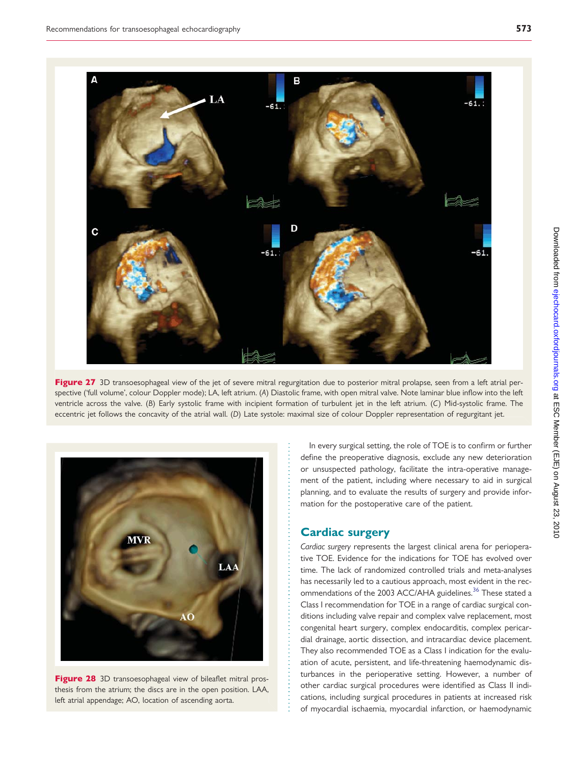**Figure 27** 3D transoesophageal view of the jet of severe mitral regurgitation due to posterior mitral prolapse, seen from a left atrial perspective ('full volume', colour Doppler mode); LA, left atrium. (*A*) Diastolic frame, with open mitral valve. Note laminar blue inflow into the left ventricle across the valve. (*B*) Early systolic frame with incipient formation of turbulent jet in the left atrium. (*C*) Mid-systolic frame. The eccentric jet follows the concavity of the atrial wall. (*D*) Late systole: maximal size of colour Doppler representation of regurgitant jet.

**Figure 28** 3D transoesophageal view of bileaflet mitral prosthesis from the atrium; the discs are in the open position. LAA, left atrial appendage; AO, location of ascending aorta.

In every surgical setting, the role of TOE is to confirm or further define the preoperative diagnosis, exclude any new deterioration or unsuspected pathology, facilitate the intra-operative management of the patient, including where necessary to aid in surgical planning, and to evaluate the results of surgery and provide information for the postoperative care of the patient.

## Cardiac surgery

*Cardiac surgery* represents the largest clinical arena for perioperative TOE. Evidence for the indications for TOE has evolved over time. The lack of randomized controlled trials and meta-analyses has necessarily led to a cautious approach, most evident in the recommendations of the 2003 ACC/AHA guidelines.[36] These stated a Class I recommendation for TOE in a range of cardiac surgical conditions including valve repair and complex valve replacement, most congenital heart surgery, complex endocarditis, complex pericardial drainage, aortic dissection, and intracardiac device placement. They also recommended TOE as a Class I indication for the evaluation of acute, persistent, and life-threatening haemodynamic disturbances in the perioperative setting. However, a number of other cardiac surgical procedures were identified as Class II indications, including surgical procedures in patients at increased risk of myocardial ischaemia, myocardial infarction, or haemodynamic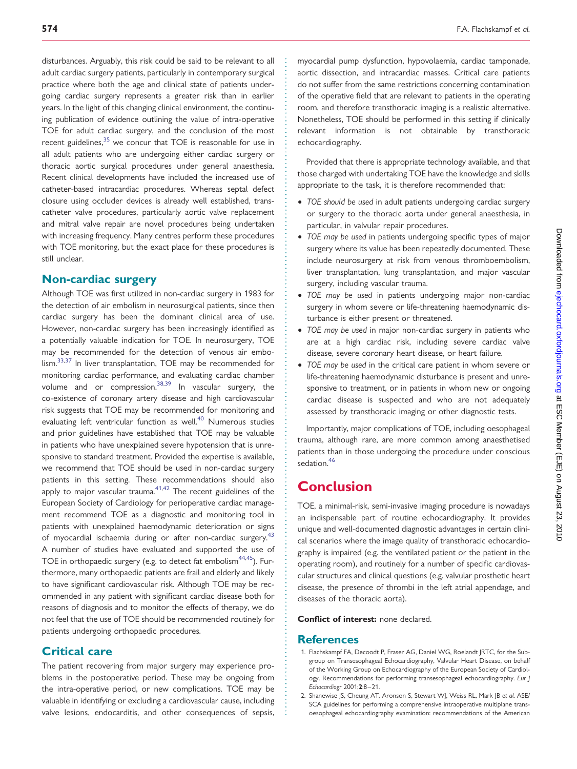disturbances. Arguably, this risk could be said to be relevant to all adult cardiac surgery patients, particularly in contemporary surgical practice where both the age and clinical state of patients undergoing cardiac surgery represents a greater risk than in earlier years. In the light of this changing clinical environment, the continuing publication of evidence outlining the value of intra-operative TOE for adult cardiac surgery, and the conclusion of the most recent guidelines,[35] we concur that TOE is reasonable for use in all adult patients who are undergoing either cardiac surgery or thoracic aortic surgical procedures under general anaesthesia. Recent clinical developments have included the increased use of catheter-based intracardiac procedures. Whereas septal defect closure using occluder devices is already well established, transcatheter valve procedures, particularly aortic valve replacement and mitral valve repair are novel procedures being undertaken with increasing frequency. Many centres perform these procedures with TOE monitoring, but the exact place for these procedures is still unclear.

## Non-cardiac surgery

Although TOE was first utilized in non-cardiac surgery in 1983 for the detection of air embolism in neurosurgical patients, since then cardiac surgery has been the dominant clinical area of use. However, non-cardiac surgery has been increasingly identified as a potentially valuable indication for TOE. In neurosurgery, TOE may be recommended for the detection of venous air embolism.[33,37] In liver transplantation, TOE may be recommended for monitoring cardiac performance, and evaluating cardiac chamber volume and or compression.[38,39] In vascular surgery, the co-existence of coronary artery disease and high cardiovascular risk suggests that TOE may be recommended for monitoring and evaluating left ventricular function as well.[40] Numerous studies and prior guidelines have established that TOE may be valuable in patients who have unexplained severe hypotension that is unresponsive to standard treatment. Provided the expertise is available, we recommend that TOE should be used in non-cardiac surgery patients in this setting. These recommendations should also apply to major vascular trauma.[41,42] The recent guidelines of the European Society of Cardiology for perioperative cardiac management recommend TOE as a diagnostic and monitoring tool in patients with unexplained haemodynamic deterioration or signs of myocardial ischaemia during or after non-cardiac surgery.[43] A number of studies have evaluated and supported the use of TOE in orthopaedic surgery (e.g. to detect fat embolism[44,45]). Furthermore, many orthopaedic patients are frail and elderly and likely to have significant cardiovascular risk. Although TOE may be recommended in any patient with significant cardiac disease both for reasons of diagnosis and to monitor the effects of therapy, we do not feel that the use of TOE should be recommended routinely for patients undergoing orthopaedic procedures.

## Critical care

The patient recovering from major surgery may experience problems in the postoperative period. These may be ongoing from the intra-operative period, or new complications. TOE may be valuable in identifying or excluding a cardiovascular cause, including valve lesions, endocarditis, and other consequences of sepsis, myocardial pump dysfunction, hypovolaemia, cardiac tamponade, aortic dissection, and intracardiac masses. Critical care patients do not suffer from the same restrictions concerning contamination of the operative field that are relevant to patients in the operating room, and therefore transthoracic imaging is a realistic alternative. Nonetheless, TOE should be performed in this setting if clinically relevant information is not obtainable by transthoracic echocardiography.

Provided that there is appropriate technology available, and that those charged with undertaking TOE have the knowledge and skills appropriate to the task, it is therefore recommended that:

- *TOE should be used* in adult patients undergoing cardiac surgery or surgery to the thoracic aorta under general anaesthesia, in particular, in valvular repair procedures.
- *TOE may be used* in patients undergoing specific types of major surgery where its value has been repeatedly documented. These include neurosurgery at risk from venous thromboembolism, liver transplantation, lung transplantation, and major vascular surgery, including vascular trauma.
- *TOE may be used* in patients undergoing major non-cardiac surgery in whom severe or life-threatening haemodynamic disturbance is either present or threatened.
- *TOE may be used* in major non-cardiac surgery in patients who are at a high cardiac risk, including severe cardiac valve disease, severe coronary heart disease, or heart failure.
- *TOE may be used* in the critical care patient in whom severe or life-threatening haemodynamic disturbance is present and unresponsive to treatment, or in patients in whom new or ongoing cardiac disease is suspected and who are not adequately assessed by transthoracic imaging or other diagnostic tests.

Importantly, major complications of TOE, including oesophageal trauma, although rare, are more common among anaesthetised patients than in those undergoing the procedure under conscious sedation.[46]

# Conclusion

TOE, a minimal-risk, semi-invasive imaging procedure is nowadays an indispensable part of routine echocardiography. It provides unique and well-documented diagnostic advantages in certain clinical scenarios where the image quality of transthoracic echocardiography is impaired (e.g. the ventilated patient or the patient in the operating room), and routinely for a number of specific cardiovascular structures and clinical questions (e.g. valvular prosthetic heart disease, the presence of thrombi in the left atrial appendage, and diseases of the thoracic aorta).

**Conflict of interest:** none declared.

## References

1. Flachskampf FA, Decoodt P, Fraser AG, Daniel WG, Roelandt JRTC, for the Subgroup on Transesophageal Echocardiography, Valvular Heart Disease, on behalf of the Working Group on Echocardiography of the European Society of Cardiology. Recommendations for performing transesophageal echocardiography. *Eur J Echocardiogr* 2001;**2**:8–21.
2. Shanewise JS, Cheung AT, Aronson S, Stewart WJ, Weiss RL, Mark JB *et al.* ASE/SCA guidelines for performing a comprehensive intraoperative multiplane transoesophageal echocardiography examination: recommendations of the American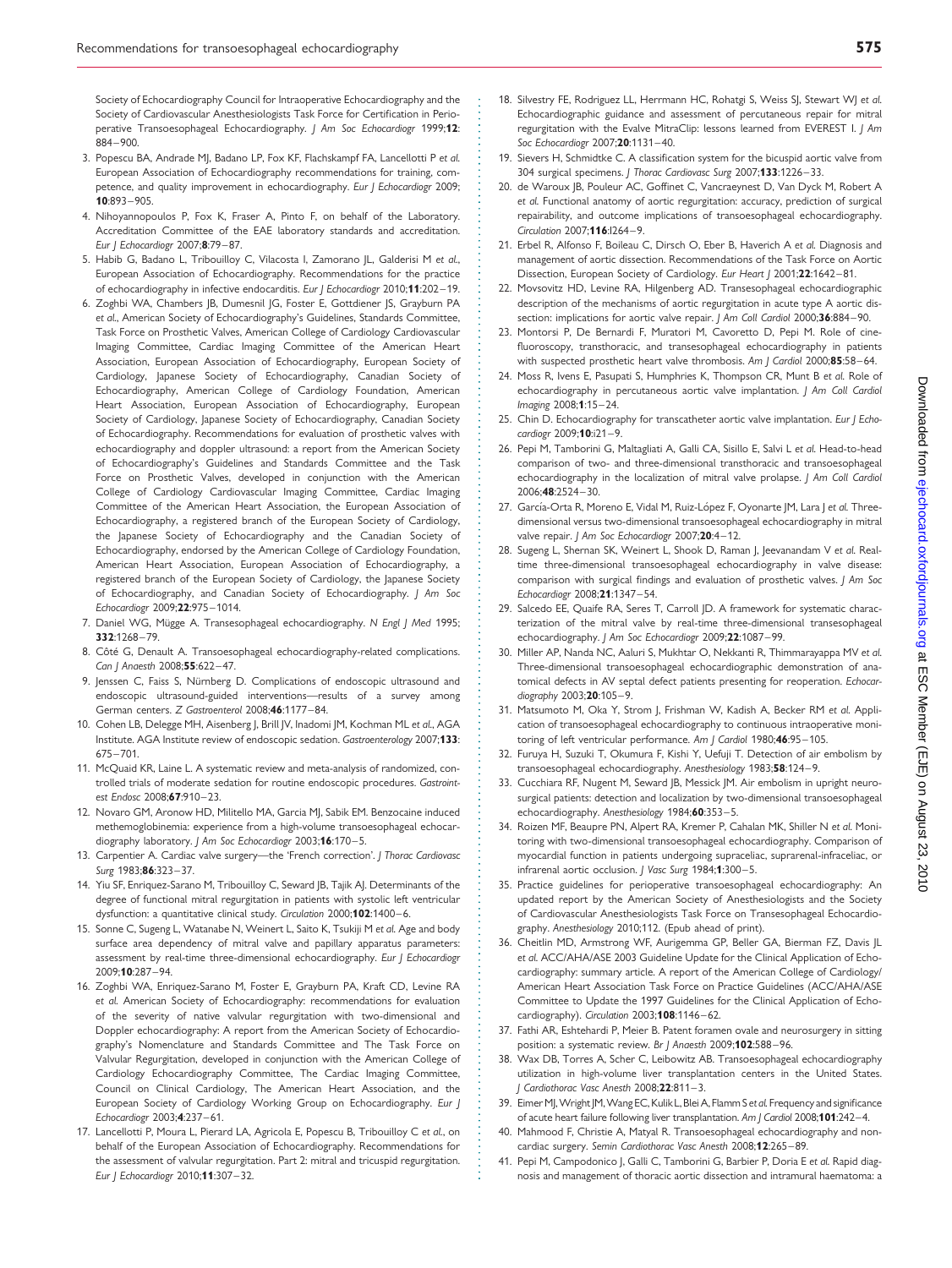Society of Echocardiography Council for Intraoperative Echocardiography and the Society of Cardiovascular Anesthesiologists Task Force for Certification in Perioperative Transoesophageal Echocardiography. *J Am Soc Echocardiogr* 1999;**12**: 884–900.

3. Popescu BA, Andrade MJ, Badano LP, Fox KF, Flachskampf FA, Lancellotti P *et al.* European Association of Echocardiography recommendations for training, competence, and quality improvement in echocardiography. *Eur J Echocardiogr* 2009; **10**:893–905.
4. Nihoyannopoulos P, Fox K, Fraser A, Pinto F, on behalf of the Laboratory. Accreditation Committee of the EAE laboratory standards and accreditation. *Eur J Echocardiogr* 2007;**8**:79–87.
5. Habib G, Badano L, Tribouilloy C, Vilacosta I, Zamorano JL, Galderisi M *et al.*, European Association of Echocardiography. Recommendations for the practice of echocardiography in infective endocarditis. *Eur J Echocardiogr* 2010;**11**:202–19.
6. Zoghbi WA, Chambers JB, Dumesnil JG, Foster E, Gottdiener JS, Grayburn PA *et al.*, American Society of Echocardiography's Guidelines, Standards Committee, Task Force on Prosthetic Valves, American College of Cardiology Cardiovascular Imaging Committee, Cardiac Imaging Committee of the American Heart Association, European Association of Echocardiography, European Society of Cardiology, Japanese Society of Echocardiography, Canadian Society of Echocardiography, American College of Cardiology Foundation, American Heart Association, European Association of Echocardiography, European Society of Cardiology, Japanese Society of Echocardiography, Canadian Society of Echocardiography. Recommendations for evaluation of prosthetic valves with echocardiography and doppler ultrasound: a report from the American Society of Echocardiography's Guidelines and Standards Committee and the Task Force on Prosthetic Valves, developed in conjunction with the American College of Cardiology Cardiovascular Imaging Committee, Cardiac Imaging Committee of the American Heart Association, the European Association of Echocardiography, a registered branch of the European Society of Cardiology, the Japanese Society of Echocardiography and the Canadian Society of Echocardiography, endorsed by the American College of Cardiology Foundation, American Heart Association, European Association of Echocardiography, a registered branch of the European Society of Cardiology, the Japanese Society of Echocardiography, and Canadian Society of Echocardiography. *J Am Soc Echocardiogr* 2009;**22**:975–1014.
7. Daniel WG, Mügge A. Transesophageal echocardiography. *N Engl J Med* 1995; **332**:1268–79.
8. Côté G, Denault A. Transoesophageal echocardiography-related complications. *Can J Anaesth* 2008;**55**:622–47.
9. Jenssen C, Faiss S, Nürnberg D. Complications of endoscopic ultrasound and endoscopic ultrasound-guided interventions—results of a survey among German centers. *Z Gastroenterol* 2008;**46**:1177–84.
10. Cohen LB, Delegge MH, Aisenberg J, Brill JV, Inadomi JM, Kochman ML *et al.*, AGA Institute. AGA Institute review of endoscopic sedation. *Gastroenterology* 2007;**133**: 675–701.
11. McQuaid KR, Laine L. A systematic review and meta-analysis of randomized, controlled trials of moderate sedation for routine endoscopic procedures. *Gastrointest Endosc* 2008;**67**:910–23.
12. Novaro GM, Aronow HD, Militello MA, Garcia MJ, Sabik EM. Benzocaine induced methemoglobinemia: experience from a high-volume transoesophageal echocardiography laboratory. *J Am Soc Echocardiogr* 2003;**16**:170–5.
13. Carpentier A. Cardiac valve surgery—the 'French correction'. *J Thorac Cardiovasc Surg* 1983;**86**:323–37.
14. Yiu SF, Enriquez-Sarano M, Tribouilloy C, Seward JB, Tajik AJ. Determinants of the degree of functional mitral regurgitation in patients with systolic left ventricular dysfunction: a quantitative clinical study. *Circulation* 2000;**102**:1400–6.
15. Sonne C, Sugeng L, Watanabe N, Weinert L, Saito K, Tsukiji M *et al.* Age and body surface area dependency of mitral valve and papillary apparatus parameters: assessment by real-time three-dimensional echocardiography. *Eur J Echocardiogr* 2009;**10**:287–94.
16. Zoghbi WA, Enriquez-Sarano M, Foster E, Grayburn PA, Kraft CD, Levine RA *et al.* American Society of Echocardiography: recommendations for evaluation of the severity of native valvular regurgitation with two-dimensional and Doppler echocardiography: A report from the American Society of Echocardiography's Nomenclature and Standards Committee and The Task Force on Valvular Regurgitation, developed in conjunction with the American College of Cardiology Echocardiography Committee, The Cardiac Imaging Committee, Council on Clinical Cardiology, The American Heart Association, and the European Society of Cardiology Working Group on Echocardiography. *Eur J Echocardiogr* 2003;**4**:237–61.
17. Lancellotti P, Moura L, Pierard LA, Agricola E, Popescu B, Tribouilloy C *et al.*, on behalf of the European Association of Echocardiography. Recommendations for the assessment of valvular regurgitation. Part 2: mitral and tricuspid regurgitation. *Eur J Echocardiogr* 2010;**11**:307–32.
18. Silvestry FE, Rodriguez LL, Herrmann HC, Rohatgi S, Weiss SJ, Stewart WJ *et al.* Echocardiographic guidance and assessment of percutaneous repair for mitral regurgitation with the Evalve MitraClip: lessons learned from EVEREST I. *J Am Soc Echocardiogr* 2007;**20**:1131–40.
19. Sievers H, Schmidtke C. A classification system for the bicuspid aortic valve from 304 surgical specimens. *J Thorac Cardiovasc Surg* 2007;**133**:1226–33.
20. de Waroux JB, Pouleur AC, Goffinet C, Vancraeynest D, Van Dyck M, Robert A *et al.* Functional anatomy of aortic regurgitation: accuracy, prediction of surgical repairability, and outcome implications of transoesophageal echocardiography. *Circulation* 2007;**116**:I264–9.
21. Erbel R, Alfonso F, Boileau C, Dirsch O, Eber B, Haverich A *et al.* Diagnosis and management of aortic dissection. Recommendations of the Task Force on Aortic Dissection, European Society of Cardiology. *Eur Heart J* 2001;**22**:1642–81.
22. Movsovitz HD, Levine RA, Hilgenberg AD. Transesophageal echocardiographic description of the mechanisms of aortic regurgitation in acute type A aortic dissection: implications for aortic valve repair. *J Am Coll Cardiol* 2000;**36**:884–90.
23. Montorsi P, De Bernardi F, Muratori M, Cavoretto D, Pepi M. Role of cine-fluoroscopy, transthoracic, and transesophageal echocardiography in patients with suspected prosthetic heart valve thrombosis. *Am J Cardiol* 2000;**85**:58–64.
24. Moss R, Ivens E, Pasupati S, Humphries K, Thompson CR, Munt B *et al.* Role of echocardiography in percutaneous aortic valve implantation. *J Am Coll Cardiol Imaging* 2008;**1**:15–24.
25. Chin D. Echocardiography for transcatheter aortic valve implantation. *Eur J Echocardiogr* 2009;**10**:i21–9.
26. Pepi M, Tamborini G, Maltagliati A, Galli CA, Sisillo E, Salvi L *et al.* Head-to-head comparison of two- and three-dimensional transthoracic and transoesophageal echocardiography in the localization of mitral valve prolapse. *J Am Coll Cardiol* 2006;**48**:2524–30.
27. García-Orta R, Moreno E, Vidal M, Ruiz-López F, Oyonarte JM, Lara J *et al.* Three-dimensional versus two-dimensional transoesophageal echocardiography in mitral valve repair. *J Am Soc Echocardiogr* 2007;**20**:4–12.
28. Sugeng L, Shernan SK, Weinert L, Shook D, Raman J, Jeevanandam V *et al.* Real-time three-dimensional transesophageal echocardiography in valve disease: comparison with surgical findings and evaluation of prosthetic valves. *J Am Soc Echocardiogr* 2008;**21**:1347–54.
29. Salcedo EE, Quaife RA, Seres T, Carroll JD. A framework for systematic characterization of the mitral valve by real-time three-dimensional transesophageal echocardiography. *J Am Soc Echocardiogr* 2009;**22**:1087–99.
30. Miller AP, Nanda NC, Aaluri S, Mukhtar O, Nekkanti R, Thimmarayappa MV *et al.* Three-dimensional transesophageal echocardiographic demonstration of anatomical defects in AV septal defect patients presenting for reoperation. *Echocardiography* 2003;**20**:105–9.
31. Matsumoto M, Oka Y, Strom J, Frishman W, Kadish A, Becker RM *et al.* Application of transoesophageal echocardiography to continuous intraoperative monitoring of left ventricular performance. *Am J Cardiol* 1980;**46**:95–105.
32. Furuya H, Suzuki T, Okumura F, Kishi Y, Uefuji T. Detection of air embolism by transoesophageal echocardiography. *Anesthesiology* 1983;**58**:124–9.
33. Cucchiara RF, Nugent M, Seward JB, Messick JM. Air embolism in upright neurosurgical patients: detection and localization by two-dimensional transoesophageal echocardiography. *Anesthesiology* 1984;**60**:353–5.
34. Roizen MF, Beaupre PN, Alpert RA, Kremer P, Cahalan MK, Shiller N *et al.* Monitoring with two-dimensional transoesophageal echocardiography. Comparison of myocardial function in patients undergoing supraceliac, suprarenal-infraceliac, or infrarenal aortic occlusion. *J Vasc Surg* 1984;**1**:300–5.
35. Practice guidelines for perioperative transoesophageal echocardiography: An updated report by the American Society of Anesthesiologists and the Society of Cardiovascular Anesthesiologists Task Force on Transesophageal Echocardiography. *Anesthesiology* 2010;112. (Epub ahead of print).
36. Cheitlin MD, Armstrong WF, Aurigemma GP, Beller GA, Bierman FZ, Davis JL *et al.* ACC/AHA/ASE 2003 Guideline Update for the Clinical Application of Echocardiography: summary article. A report of the American College of Cardiology/ American Heart Association Task Force on Practice Guidelines (ACC/AHA/ASE Committee to Update the 1997 Guidelines for the Clinical Application of Echocardiography). *Circulation* 2003;**108**:1146–62.
37. Fathi AR, Eshtehardi P, Meier B. Patent foramen ovale and neurosurgery in sitting position: a systematic review. *Br J Anaesth* 2009;**102**:588–96.
38. Wax DB, Torres A, Scher C, Leibowitz AB. Transoesophageal echocardiography utilization in high-volume liver transplantation centers in the United States. *J Cardiothorac Vasc Anesth* 2008;**22**:811–3.
39. Eimer MJ, Wright JM, Wang EC, Kulik L, Blei A, Flamm S *et al.* Frequency and significance of acute heart failure following liver transplantation. *Am J Cardiol* 2008;**101**:242–4.
40. Mahmood F, Christie A, Matyal R. Transoesophageal echocardiography and noncardiac surgery. *Semin Cardiothorac Vasc Anesth* 2008;**12**:265–89.
41. Pepi M, Campodonico J, Galli C, Tamborini G, Barbier P, Doria E *et al.* Rapid diagnosis and management of thoracic aortic dissection and intramural haematoma: a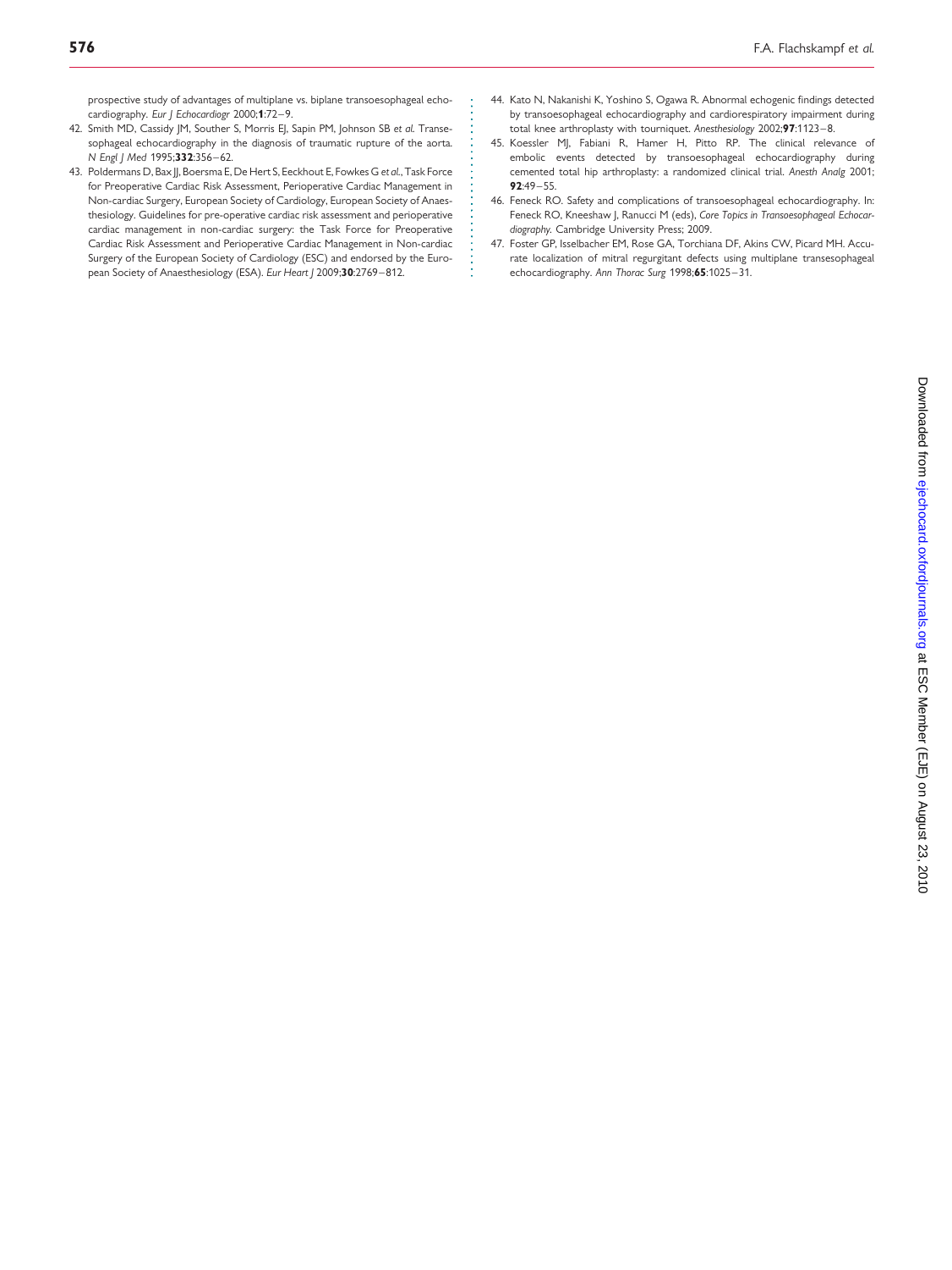prospective study of advantages of multiplane vs. biplane transoesophageal echocardiography. *Eur J Echocardiogr* 2000;**1**:72–9.

42. Smith MD, Cassidy JM, Souther S, Morris EJ, Sapin PM, Johnson SB *et al.* Transesophageal echocardiography in the diagnosis of traumatic rupture of the aorta. *N Engl J Med* 1995;**332**:356–62.
43. Poldermans D, Bax JJ, Boersma E, De Hert S, Eeckhout E, Fowkes G *et al.*, Task Force for Preoperative Cardiac Risk Assessment, Perioperative Cardiac Management in Non-cardiac Surgery, European Society of Cardiology, European Society of Anaesthesiology. Guidelines for pre-operative cardiac risk assessment and perioperative cardiac management in non-cardiac surgery: the Task Force for Preoperative Cardiac Risk Assessment and Perioperative Cardiac Management in Non-cardiac Surgery of the European Society of Cardiology (ESC) and endorsed by the European Society of Anaesthesiology (ESA). *Eur Heart J* 2009;**30**:2769–812.
44. Kato N, Nakanishi K, Yoshino S, Ogawa R. Abnormal echogenic findings detected by transoesophageal echocardiography and cardiorespiratory impairment during total knee arthroplasty with tourniquet. *Anesthesiology* 2002;**97**:1123–8.
45. Koessler MJ, Fabiani R, Hamer H, Pitto RP. The clinical relevance of embolic events detected by transoesophageal echocardiography during cemented total hip arthroplasty: a randomized clinical trial. *Anesth Analg* 2001; **92**:49–55.
46. Feneck RO. Safety and complications of transoesophageal echocardiography. In: Feneck RO, Kneeshaw J, Ranucci M (eds), *Core Topics in Transoesophageal Echocardiography.* Cambridge University Press; 2009.
47. Foster GP, Isselbacher EM, Rose GA, Torchiana DF, Akins CW, Picard MH. Accurate localization of mitral regurgitant defects using multiplane transesophageal echocardiography. *Ann Thorac Surg* 1998;**65**:1025–31.